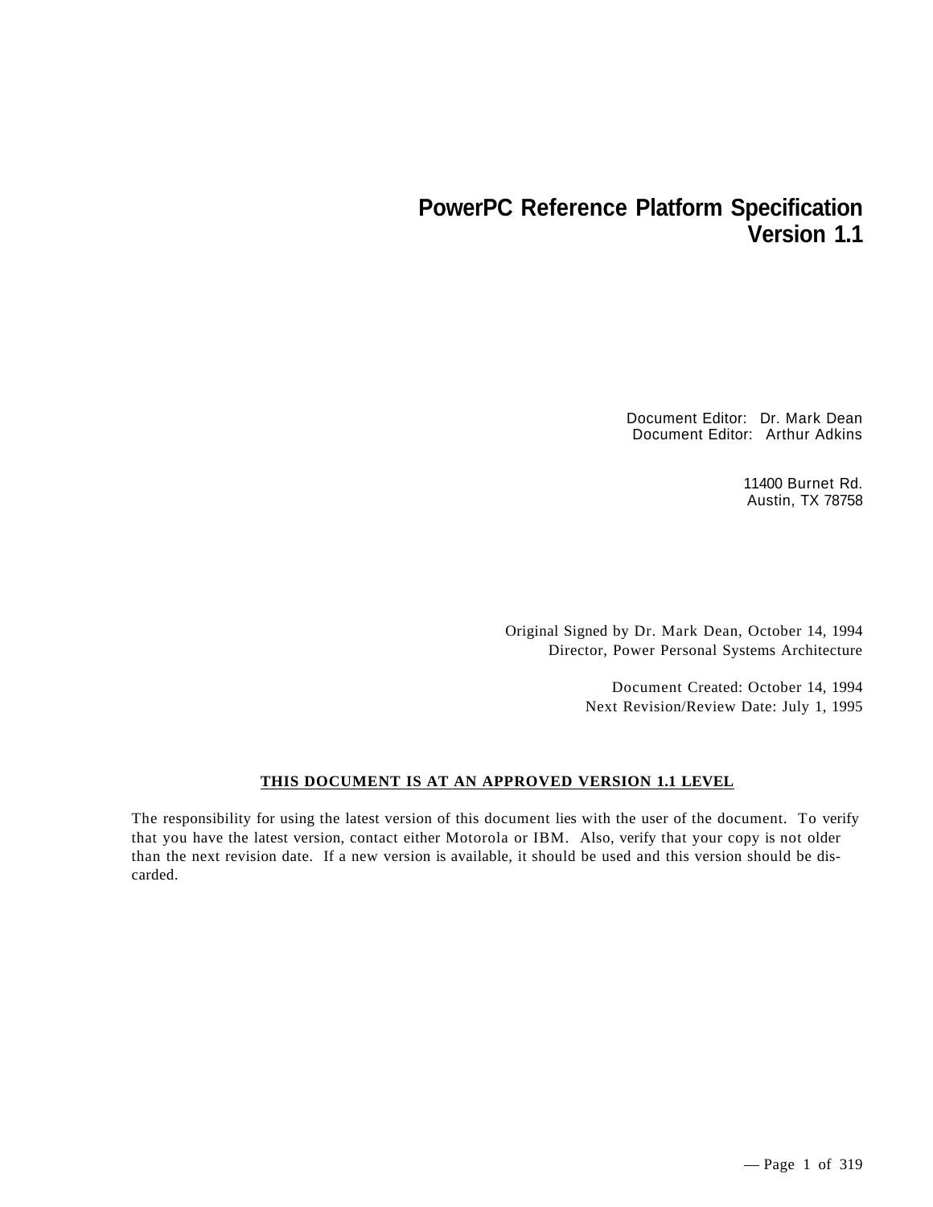# PowerPC Reference Platform Specification
# Version 1.1

Document Editor: Dr. Mark Dean
Document Editor: Arthur Adkins

11400 Burnet Rd.
Austin, TX 78758

Original Signed by Dr. Mark Dean, October 14, 1994
Director, Power Personal Systems Architecture

Document Created: October 14, 1994
Next Revision/Review Date: July 1, 1995

**THIS DOCUMENT IS AT AN APPROVED VERSION 1.1 LEVEL**

The responsibility for using the latest version of this document lies with the user of the document. To verify that you have the latest version, contact either Motorola or IBM. Also, verify that your copy is not older than the next revision date. If a new version is available, it should be used and this version should be discarded.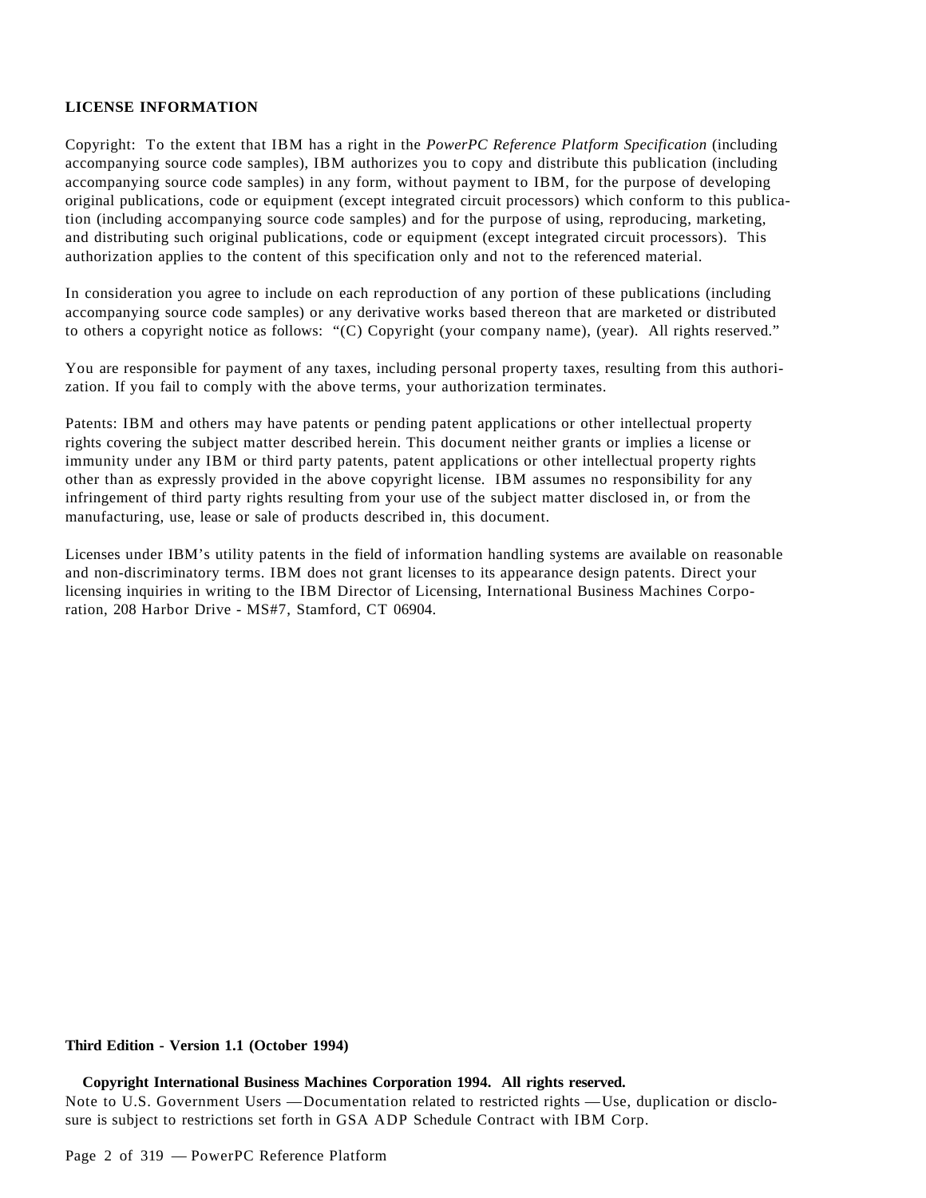**LICENSE INFORMATION**

Copyright: To the extent that IBM has a right in the *PowerPC Reference Platform Specification* (including accompanying source code samples), IBM authorizes you to copy and distribute this publication (including accompanying source code samples) in any form, without payment to IBM, for the purpose of developing original publications, code or equipment (except integrated circuit processors) which conform to this publication (including accompanying source code samples) and for the purpose of using, reproducing, marketing, and distributing such original publications, code or equipment (except integrated circuit processors). This authorization applies to the content of this specification only and not to the referenced material.

In consideration you agree to include on each reproduction of any portion of these publications (including accompanying source code samples) or any derivative works based thereon that are marketed or distributed to others a copyright notice as follows: "(C) Copyright (your company name), (year). All rights reserved."

You are responsible for payment of any taxes, including personal property taxes, resulting from this authorization. If you fail to comply with the above terms, your authorization terminates.

Patents: IBM and others may have patents or pending patent applications or other intellectual property rights covering the subject matter described herein. This document neither grants or implies a license or immunity under any IBM or third party patents, patent applications or other intellectual property rights other than as expressly provided in the above copyright license. IBM assumes no responsibility for any infringement of third party rights resulting from your use of the subject matter disclosed in, or from the manufacturing, use, lease or sale of products described in, this document.

Licenses under IBM's utility patents in the field of information handling systems are available on reasonable and non-discriminatory terms. IBM does not grant licenses to its appearance design patents. Direct your licensing inquiries in writing to the IBM Director of Licensing, International Business Machines Corporation, 208 Harbor Drive - MS#7, Stamford, CT 06904.

**Third Edition - Version 1.1 (October 1994)**

**Copyright International Business Machines Corporation 1994. All rights reserved.**
Note to U.S. Government Users — Documentation related to restricted rights — Use, duplication or disclosure is subject to restrictions set forth in GSA ADP Schedule Contract with IBM Corp.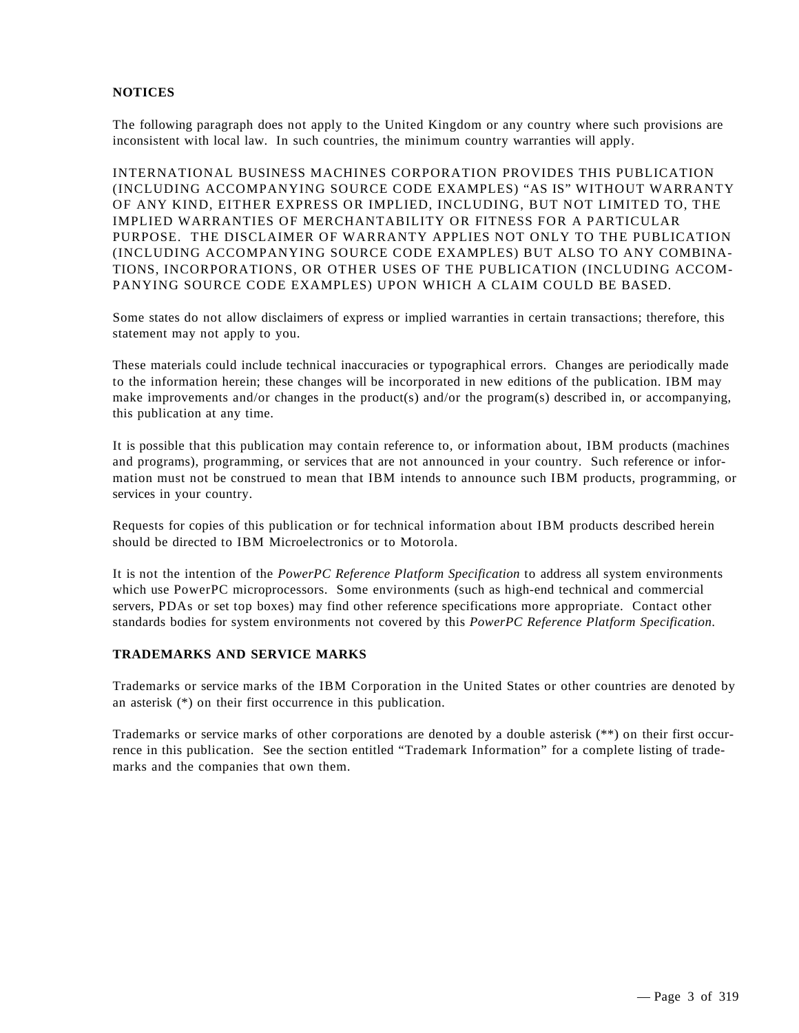**NOTICES**

The following paragraph does not apply to the United Kingdom or any country where such provisions are inconsistent with local law. In such countries, the minimum country warranties will apply.

INTERNATIONAL BUSINESS MACHINES CORPORATION PROVIDES THIS PUBLICATION (INCLUDING ACCOMPANYING SOURCE CODE EXAMPLES) "AS IS" WITHOUT WARRANTY OF ANY KIND, EITHER EXPRESS OR IMPLIED, INCLUDING, BUT NOT LIMITED TO, THE IMPLIED WARRANTIES OF MERCHANTABILITY OR FITNESS FOR A PARTICULAR PURPOSE. THE DISCLAIMER OF WARRANTY APPLIES NOT ONLY TO THE PUBLICATION (INCLUDING ACCOMPANYING SOURCE CODE EXAMPLES) BUT ALSO TO ANY COMBINATIONS, INCORPORATIONS, OR OTHER USES OF THE PUBLICATION (INCLUDING ACCOMPANYING SOURCE CODE EXAMPLES) UPON WHICH A CLAIM COULD BE BASED.

Some states do not allow disclaimers of express or implied warranties in certain transactions; therefore, this statement may not apply to you.

These materials could include technical inaccuracies or typographical errors. Changes are periodically made to the information herein; these changes will be incorporated in new editions of the publication. IBM may make improvements and/or changes in the product(s) and/or the program(s) described in, or accompanying, this publication at any time.

It is possible that this publication may contain reference to, or information about, IBM products (machines and programs), programming, or services that are not announced in your country. Such reference or information must not be construed to mean that IBM intends to announce such IBM products, programming, or services in your country.

Requests for copies of this publication or for technical information about IBM products described herein should be directed to IBM Microelectronics or to Motorola.

It is not the intention of the *PowerPC Reference Platform Specification* to address all system environments which use PowerPC microprocessors. Some environments (such as high-end technical and commercial servers, PDAs or set top boxes) may find other reference specifications more appropriate. Contact other standards bodies for system environments not covered by this *PowerPC Reference Platform Specification*.

**TRADEMARKS AND SERVICE MARKS**

Trademarks or service marks of the IBM Corporation in the United States or other countries are denoted by an asterisk (*) on their first occurrence in this publication.

Trademarks or service marks of other corporations are denoted by a double asterisk (**) on their first occurrence in this publication. See the section entitled "Trademark Information" for a complete listing of trademarks and the companies that own them.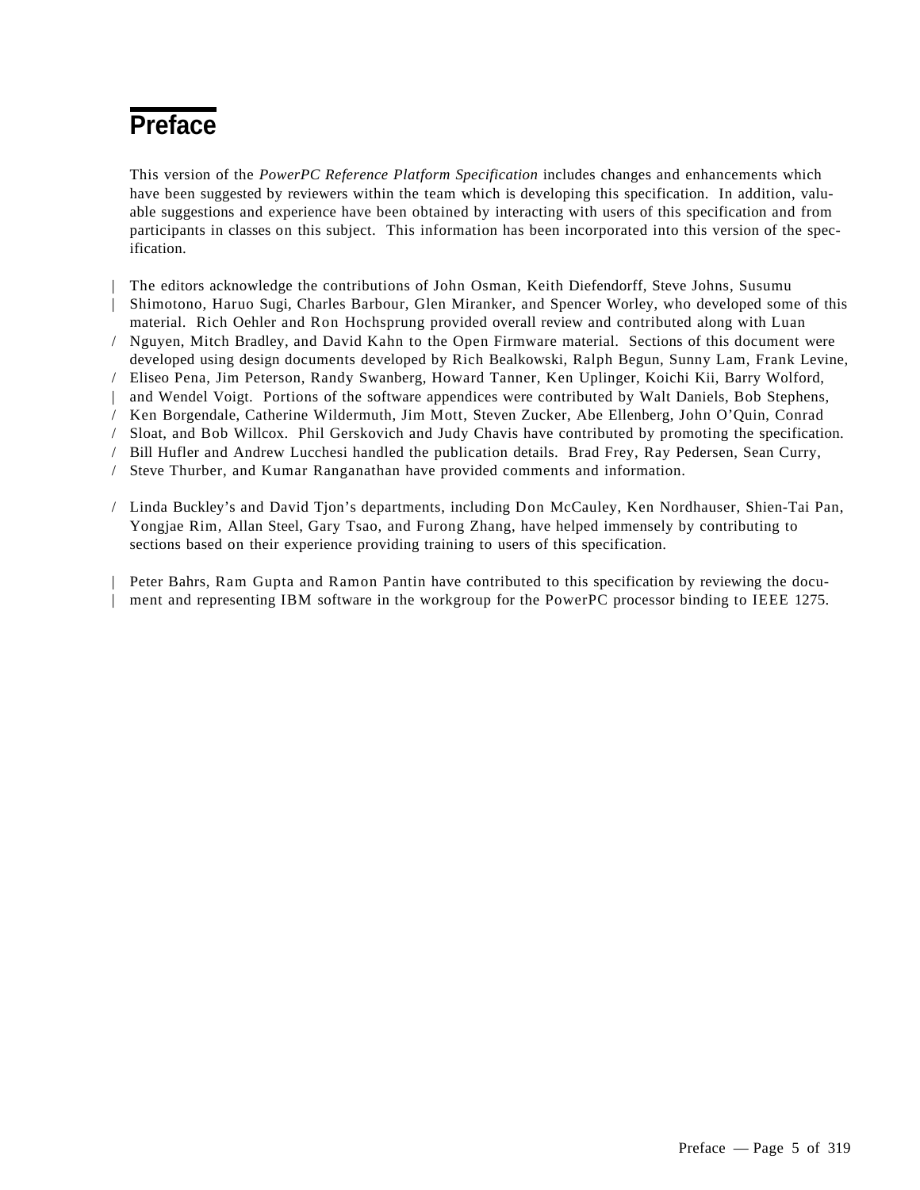# Preface

This version of the *PowerPC Reference Platform Specification* includes changes and enhancements which have been suggested by reviewers within the team which is developing this specification. In addition, valuable suggestions and experience have been obtained by interacting with users of this specification and from participants in classes on this subject. This information has been incorporated into this version of the specification.

The editors acknowledge the contributions of John Osman, Keith Diefendorff, Steve Johns, Susumu Shimotono, Haruo Sugi, Charles Barbour, Glen Miranker, and Spencer Worley, who developed some of this material. Rich Oehler and Ron Hochsprung provided overall review and contributed along with Luan Nguyen, Mitch Bradley, and David Kahn to the Open Firmware material. Sections of this document were developed using design documents developed by Rich Bealkowski, Ralph Begun, Sunny Lam, Frank Levine, Eliseo Pena, Jim Peterson, Randy Swanberg, Howard Tanner, Ken Uplinger, Koichi Kii, Barry Wolford, and Wendel Voigt. Portions of the software appendices were contributed by Walt Daniels, Bob Stephens, Ken Borgendale, Catherine Wildermuth, Jim Mott, Steven Zucker, Abe Ellenberg, John O'Quin, Conrad Sloat, and Bob Willcox. Phil Gerskovich and Judy Chavis have contributed by promoting the specification. Bill Hufler and Andrew Lucchesi handled the publication details. Brad Frey, Ray Pedersen, Sean Curry, Steve Thurber, and Kumar Ranganathan have provided comments and information.

Linda Buckley's and David Tjon's departments, including Don McCauley, Ken Nordhauser, Shien-Tai Pan, Yongjae Rim, Allan Steel, Gary Tsao, and Furong Zhang, have helped immensely by contributing to sections based on their experience providing training to users of this specification.

Peter Bahrs, Ram Gupta and Ramon Pantin have contributed to this specification by reviewing the document and representing IBM software in the workgroup for the PowerPC processor binding to IEEE 1275.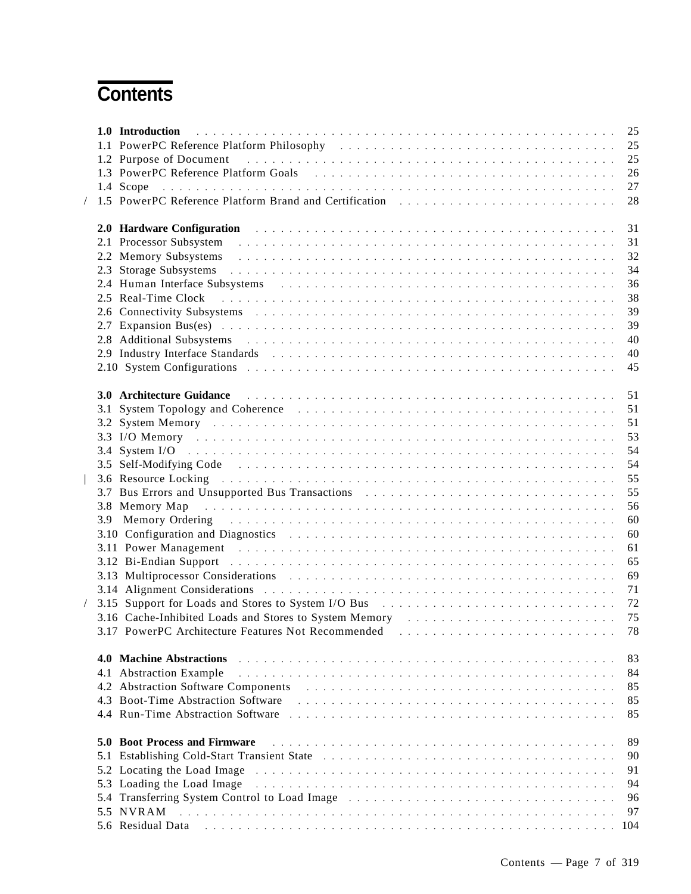# Contents

| | | |
|---|---|---|
| | **1.0 Introduction** | 25 |
| | 1.1 PowerPC Reference Platform Philosophy | 25 |
| | 1.2 Purpose of Document | 25 |
| | 1.3 PowerPC Reference Platform Goals | 26 |
| | 1.4 Scope | 27 |
| / | 1.5 PowerPC Reference Platform Brand and Certification | 28 |
| | | |
| | **2.0 Hardware Configuration** | 31 |
| | 2.1 Processor Subsystem | 31 |
| | 2.2 Memory Subsystems | 32 |
| | 2.3 Storage Subsystems | 34 |
| | 2.4 Human Interface Subsystems | 36 |
| | 2.5 Real-Time Clock | 38 |
| | 2.6 Connectivity Subsystems | 39 |
| | 2.7 Expansion Bus(es) | 39 |
| | 2.8 Additional Subsystems | 40 |
| | 2.9 Industry Interface Standards | 40 |
| | 2.10 System Configurations | 45 |
| | | |
| | **3.0 Architecture Guidance** | 51 |
| | 3.1 System Topology and Coherence | 51 |
| | 3.2 System Memory | 51 |
| | 3.3 I/O Memory | 53 |
| | 3.4 System I/O | 54 |
| | 3.5 Self-Modifying Code | 54 |
| \| | 3.6 Resource Locking | 55 |
| | 3.7 Bus Errors and Unsupported Bus Transactions | 55 |
| | 3.8 Memory Map | 56 |
| | 3.9 Memory Ordering | 60 |
| | 3.10 Configuration and Diagnostics | 60 |
| | 3.11 Power Management | 61 |
| | 3.12 Bi-Endian Support | 65 |
| | 3.13 Multiprocessor Considerations | 69 |
| | 3.14 Alignment Considerations | 71 |
| / | 3.15 Support for Loads and Stores to System I/O Bus | 72 |
| | 3.16 Cache-Inhibited Loads and Stores to System Memory | 75 |
| | 3.17 PowerPC Architecture Features Not Recommended | 78 |
| | | |
| | **4.0 Machine Abstractions** | 83 |
| | 4.1 Abstraction Example | 84 |
| | 4.2 Abstraction Software Components | 85 |
| | 4.3 Boot-Time Abstraction Software | 85 |
| | 4.4 Run-Time Abstraction Software | 85 |
| | | |
| | **5.0 Boot Process and Firmware** | 89 |
| | 5.1 Establishing Cold-Start Transient State | 90 |
| | 5.2 Locating the Load Image | 91 |
| | 5.3 Loading the Load Image | 94 |
| | 5.4 Transferring System Control to Load Image | 96 |
| | 5.5 NVRAM | 97 |
| | 5.6 Residual Data | 104 |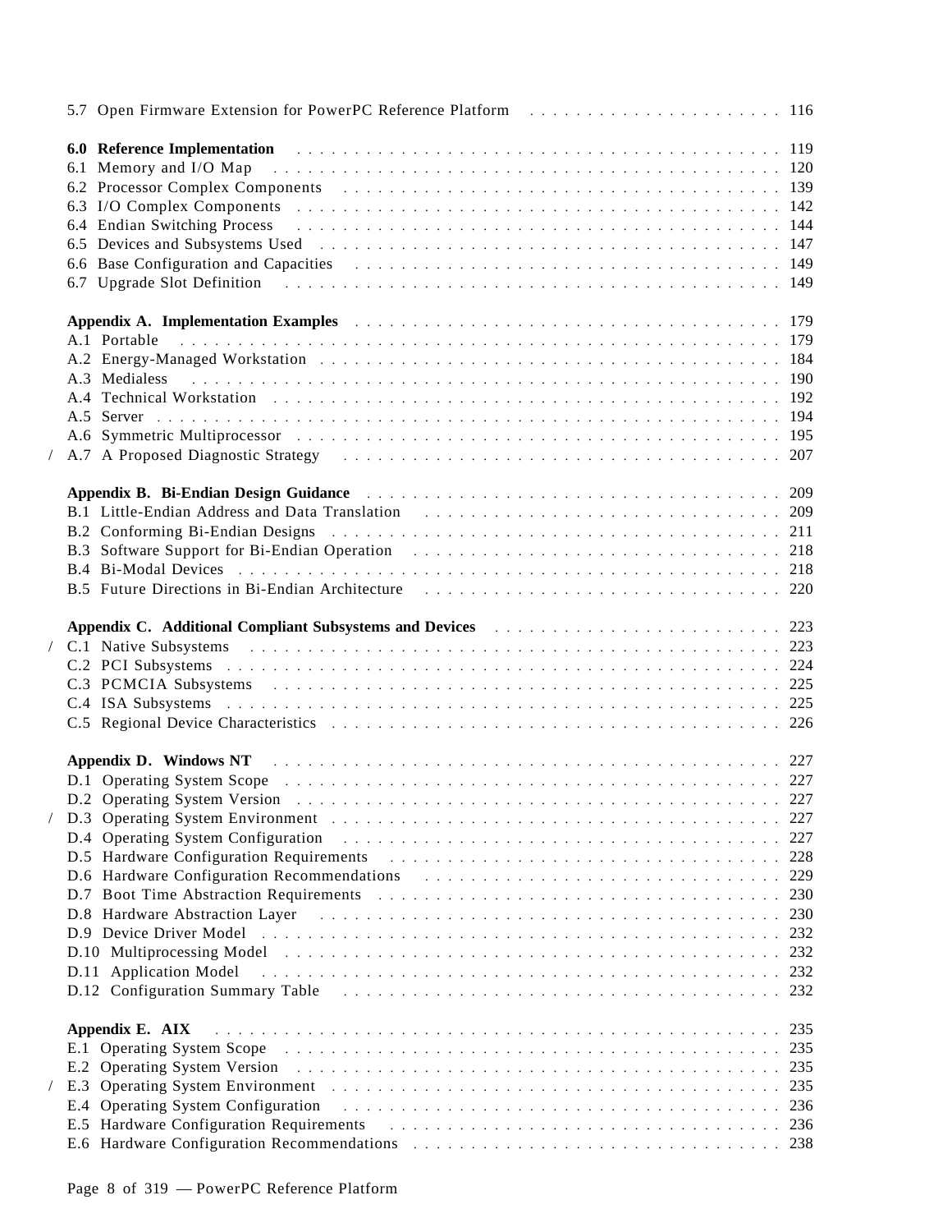5.7 Open Firmware Extension for PowerPC Reference Platform . . . . . . . . . . 116

**6.0 Reference Implementation** . . . . . . . . . . 119
6.1 Memory and I/O Map . . . . . . . . . . 120
6.2 Processor Complex Components . . . . . . . . . . 139
6.3 I/O Complex Components . . . . . . . . . . 142
6.4 Endian Switching Process . . . . . . . . . . 144
6.5 Devices and Subsystems Used . . . . . . . . . . 147
6.6 Base Configuration and Capacities . . . . . . . . . . 149
6.7 Upgrade Slot Definition . . . . . . . . . . 149

**Appendix A. Implementation Examples** . . . . . . . . . . 179
A.1 Portable . . . . . . . . . . 179
A.2 Energy-Managed Workstation . . . . . . . . . . 184
A.3 Medialess . . . . . . . . . . 190
A.4 Technical Workstation . . . . . . . . . . 192
A.5 Server . . . . . . . . . . 194
A.6 Symmetric Multiprocessor . . . . . . . . . . 195
/ A.7 A Proposed Diagnostic Strategy . . . . . . . . . . 207

**Appendix B. Bi-Endian Design Guidance** . . . . . . . . . . 209
B.1 Little-Endian Address and Data Translation . . . . . . . . . . 209
B.2 Conforming Bi-Endian Designs . . . . . . . . . . 211
B.3 Software Support for Bi-Endian Operation . . . . . . . . . . 218
B.4 Bi-Modal Devices . . . . . . . . . . 218
B.5 Future Directions in Bi-Endian Architecture . . . . . . . . . . 220

**Appendix C. Additional Compliant Subsystems and Devices** . . . . . . . . . . 223
/ C.1 Native Subsystems . . . . . . . . . . 223
C.2 PCI Subsystems . . . . . . . . . . 224
C.3 PCMCIA Subsystems . . . . . . . . . . 225
C.4 ISA Subsystems . . . . . . . . . . 225
C.5 Regional Device Characteristics . . . . . . . . . . 226

**Appendix D. Windows NT** . . . . . . . . . . 227
D.1 Operating System Scope . . . . . . . . . . 227
D.2 Operating System Version . . . . . . . . . . 227
/ D.3 Operating System Environment . . . . . . . . . . 227
D.4 Operating System Configuration . . . . . . . . . . 227
D.5 Hardware Configuration Requirements . . . . . . . . . . 228
D.6 Hardware Configuration Recommendations . . . . . . . . . . 229
D.7 Boot Time Abstraction Requirements . . . . . . . . . . 230
D.8 Hardware Abstraction Layer . . . . . . . . . . 230
D.9 Device Driver Model . . . . . . . . . . 232
D.10 Multiprocessing Model . . . . . . . . . . 232
D.11 Application Model . . . . . . . . . . 232
D.12 Configuration Summary Table . . . . . . . . . . 232

**Appendix E. AIX** . . . . . . . . . . 235
E.1 Operating System Scope . . . . . . . . . . 235
E.2 Operating System Version . . . . . . . . . . 235
/ E.3 Operating System Environment . . . . . . . . . . 235
E.4 Operating System Configuration . . . . . . . . . . 236
E.5 Hardware Configuration Requirements . . . . . . . . . . 236
E.6 Hardware Configuration Recommendations . . . . . . . . . . 238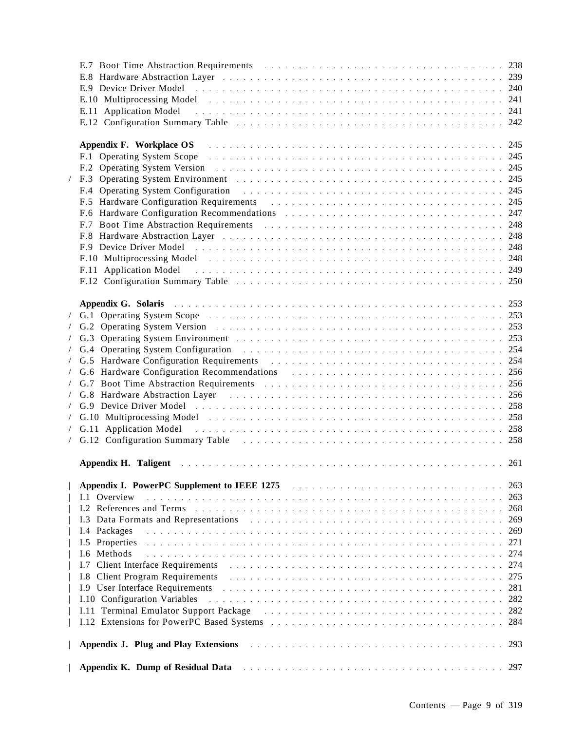E.7 Boot Time Abstraction Requirements . . . . . . . . . . . . . . . . . . . . . . . . . . . . . . . . . . . . 238
E.8 Hardware Abstraction Layer . . . . . . . . . . . . . . . . . . . . . . . . . . . . . . . . . . . . 239
E.9 Device Driver Model . . . . . . . . . . . . . . . . . . . . . . . . . . . . . . . . . . . . 240
E.10 Multiprocessing Model . . . . . . . . . . . . . . . . . . . . . . . . . . . . . . . . . . . . 241
E.11 Application Model . . . . . . . . . . . . . . . . . . . . . . . . . . . . . . . . . . . . 241
E.12 Configuration Summary Table . . . . . . . . . . . . . . . . . . . . . . . . . . . . . . . . . . . . 242

**Appendix F. Workplace OS** . . . . . . . . . . . . . . . . . . . . . . . . . . . . . . . . . . . . 245
F.1 Operating System Scope . . . . . . . . . . . . . . . . . . . . . . . . . . . . . . . . . . . . 245
F.2 Operating System Version . . . . . . . . . . . . . . . . . . . . . . . . . . . . . . . . . . . . 245
/ F.3 Operating System Environment . . . . . . . . . . . . . . . . . . . . . . . . . . . . . . . . . . . . 245
F.4 Operating System Configuration . . . . . . . . . . . . . . . . . . . . . . . . . . . . . . . . . . . . 245
F.5 Hardware Configuration Requirements . . . . . . . . . . . . . . . . . . . . . . . . . . . . . . . . . . . . 245
F.6 Hardware Configuration Recommendations . . . . . . . . . . . . . . . . . . . . . . . . . . . . . . . . . . . . 247
F.7 Boot Time Abstraction Requirements . . . . . . . . . . . . . . . . . . . . . . . . . . . . . . . . . . . . 248
F.8 Hardware Abstraction Layer . . . . . . . . . . . . . . . . . . . . . . . . . . . . . . . . . . . . 248
F.9 Device Driver Model . . . . . . . . . . . . . . . . . . . . . . . . . . . . . . . . . . . . 248
F.10 Multiprocessing Model . . . . . . . . . . . . . . . . . . . . . . . . . . . . . . . . . . . . 248
F.11 Application Model . . . . . . . . . . . . . . . . . . . . . . . . . . . . . . . . . . . . 249
F.12 Configuration Summary Table . . . . . . . . . . . . . . . . . . . . . . . . . . . . . . . . . . . . 250

**Appendix G. Solaris** . . . . . . . . . . . . . . . . . . . . . . . . . . . . . . . . . . . . 253
/ G.1 Operating System Scope . . . . . . . . . . . . . . . . . . . . . . . . . . . . . . . . . . . . 253
/ G.2 Operating System Version . . . . . . . . . . . . . . . . . . . . . . . . . . . . . . . . . . . . 253
/ G.3 Operating System Environment . . . . . . . . . . . . . . . . . . . . . . . . . . . . . . . . . . . . 253
/ G.4 Operating System Configuration . . . . . . . . . . . . . . . . . . . . . . . . . . . . . . . . . . . . 254
/ G.5 Hardware Configuration Requirements . . . . . . . . . . . . . . . . . . . . . . . . . . . . . . . . . . . . 254
/ G.6 Hardware Configuration Recommendations . . . . . . . . . . . . . . . . . . . . . . . . . . . . . . . . . . . . 256
/ G.7 Boot Time Abstraction Requirements . . . . . . . . . . . . . . . . . . . . . . . . . . . . . . . . . . . . 256
/ G.8 Hardware Abstraction Layer . . . . . . . . . . . . . . . . . . . . . . . . . . . . . . . . . . . . 256
/ G.9 Device Driver Model . . . . . . . . . . . . . . . . . . . . . . . . . . . . . . . . . . . . 258
/ G.10 Multiprocessing Model . . . . . . . . . . . . . . . . . . . . . . . . . . . . . . . . . . . . 258
/ G.11 Application Model . . . . . . . . . . . . . . . . . . . . . . . . . . . . . . . . . . . . 258
/ G.12 Configuration Summary Table . . . . . . . . . . . . . . . . . . . . . . . . . . . . . . . . . . . . 258

**Appendix H. Taligent** . . . . . . . . . . . . . . . . . . . . . . . . . . . . . . . . . . . . 261

| **Appendix I. PowerPC Supplement to IEEE 1275** . . . . . . . . . . . . . . . . . . . . . . . . . . . . . . . . . . . . 263
| I.1 Overview . . . . . . . . . . . . . . . . . . . . . . . . . . . . . . . . . . . . 263
| I.2 References and Terms . . . . . . . . . . . . . . . . . . . . . . . . . . . . . . . . . . . . 268
| I.3 Data Formats and Representations . . . . . . . . . . . . . . . . . . . . . . . . . . . . . . . . . . . . 269
| I.4 Packages . . . . . . . . . . . . . . . . . . . . . . . . . . . . . . . . . . . . 269
| I.5 Properties . . . . . . . . . . . . . . . . . . . . . . . . . . . . . . . . . . . . 271
| I.6 Methods . . . . . . . . . . . . . . . . . . . . . . . . . . . . . . . . . . . . 274
| I.7 Client Interface Requirements . . . . . . . . . . . . . . . . . . . . . . . . . . . . . . . . . . . . 274
| I.8 Client Program Requirements . . . . . . . . . . . . . . . . . . . . . . . . . . . . . . . . . . . . 275
| I.9 User Interface Requirements . . . . . . . . . . . . . . . . . . . . . . . . . . . . . . . . . . . . 281
| I.10 Configuration Variables . . . . . . . . . . . . . . . . . . . . . . . . . . . . . . . . . . . . 282
| I.11 Terminal Emulator Support Package . . . . . . . . . . . . . . . . . . . . . . . . . . . . . . . . . . . . 282
| I.12 Extensions for PowerPC Based Systems . . . . . . . . . . . . . . . . . . . . . . . . . . . . . . . . . . . . 284

| **Appendix J. Plug and Play Extensions** . . . . . . . . . . . . . . . . . . . . . . . . . . . . . . . . . . . . 293

| **Appendix K. Dump of Residual Data** . . . . . . . . . . . . . . . . . . . . . . . . . . . . . . . . . . . . 297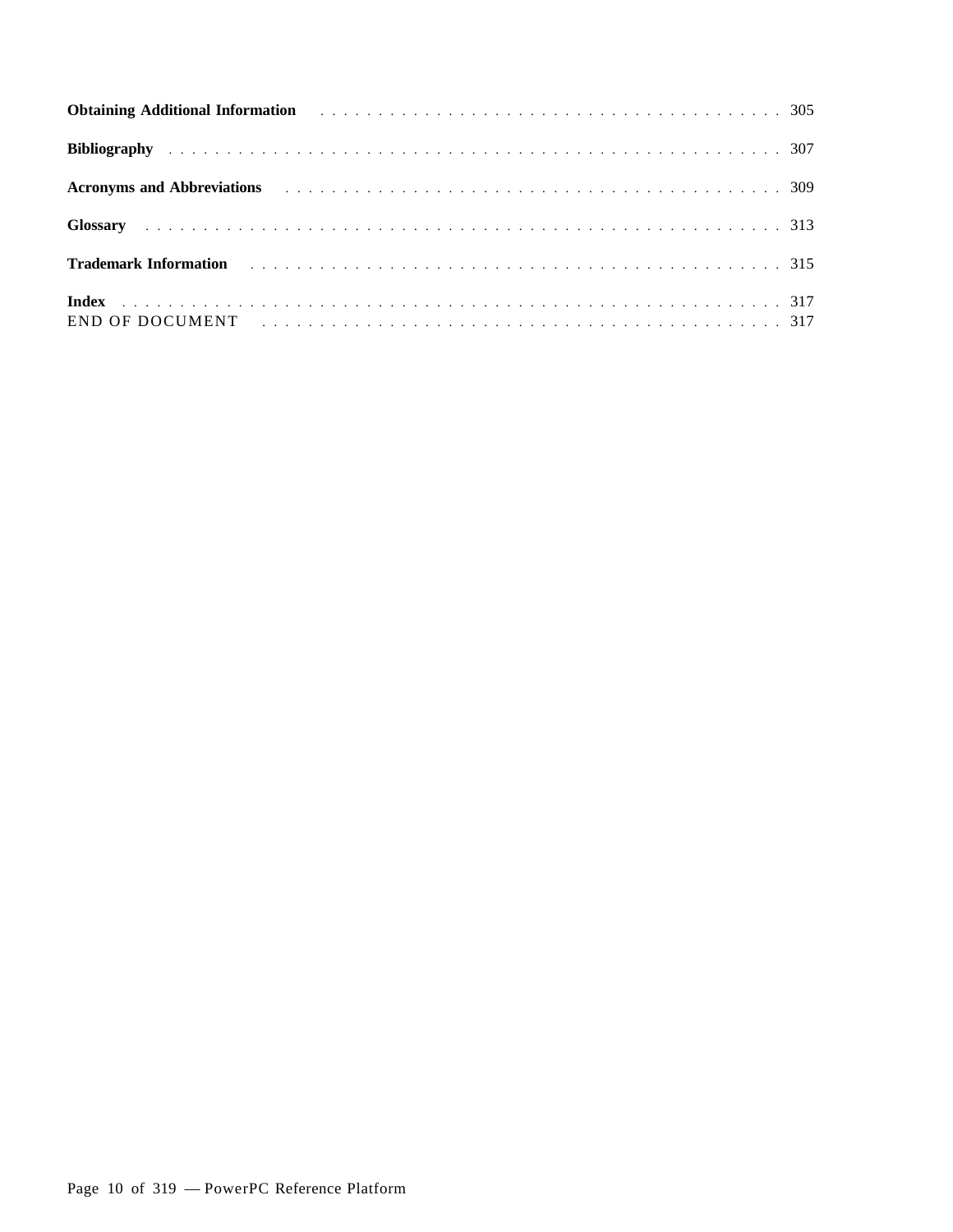**Obtaining Additional Information** . . . . . . . . . . . . . . . . . . . . . . . . . . . . . . . . . . . . . . . . . . 305

**Bibliography** . . . . . . . . . . . . . . . . . . . . . . . . . . . . . . . . . . . . . . . . . . . . . . . . . . . . . . . . 307

**Acronyms and Abbreviations** . . . . . . . . . . . . . . . . . . . . . . . . . . . . . . . . . . . . . . . . . . 309

**Glossary** . . . . . . . . . . . . . . . . . . . . . . . . . . . . . . . . . . . . . . . . . . . . . . . . . . . . . . . . . 313

**Trademark Information** . . . . . . . . . . . . . . . . . . . . . . . . . . . . . . . . . . . . . . . . . . . . . 315

**Index** . . . . . . . . . . . . . . . . . . . . . . . . . . . . . . . . . . . . . . . . . . . . . . . . . . . . . . . . . . . 317
END OF DOCUMENT . . . . . . . . . . . . . . . . . . . . . . . . . . . . . . . . . . . . . . . . . . . . . . 317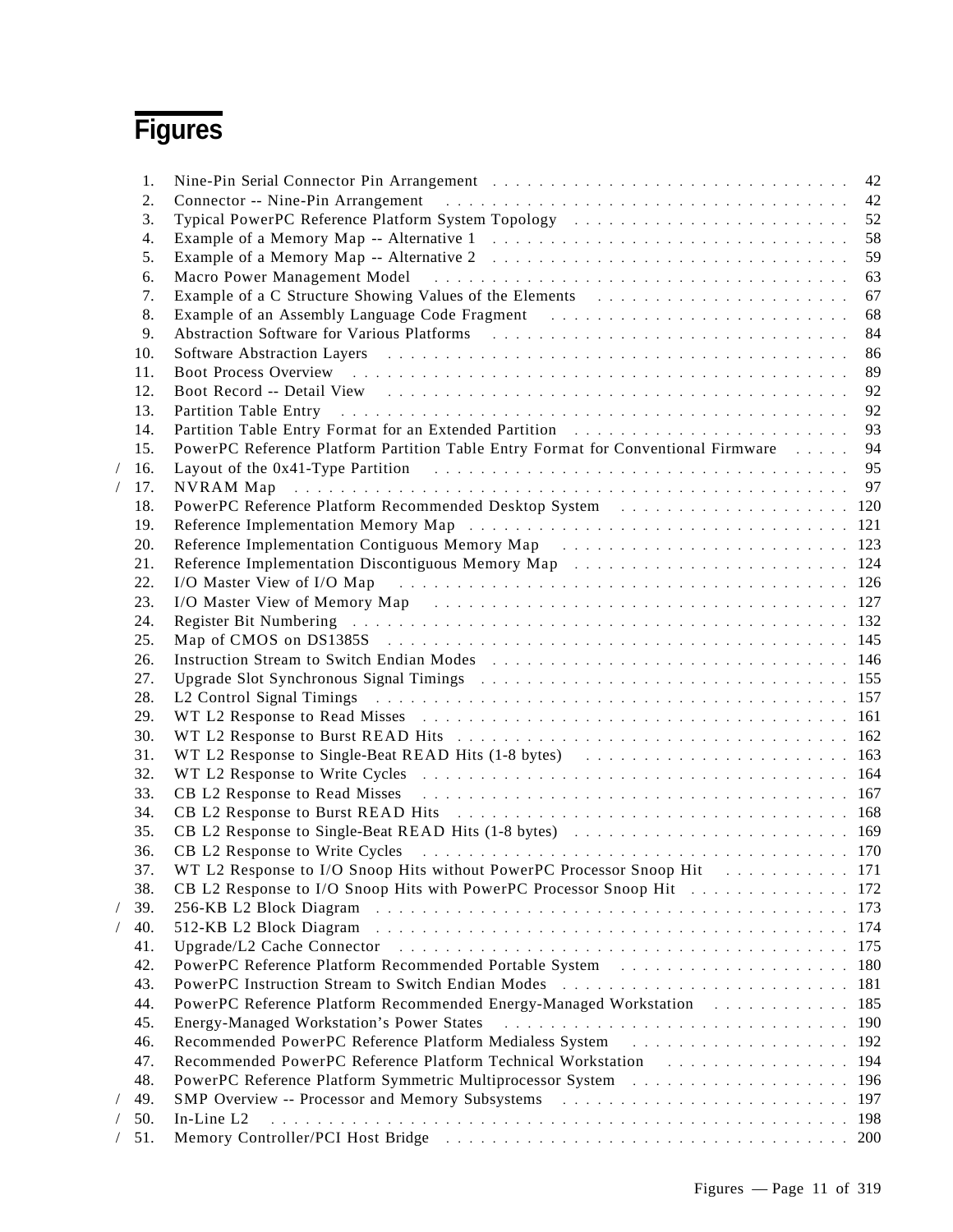# Figures

1. Nine-Pin Serial Connector Pin Arrangement . . . 42
2. Connector -- Nine-Pin Arrangement . . . 42
3. Typical PowerPC Reference Platform System Topology . . . 52
4. Example of a Memory Map -- Alternative 1 . . . 58
5. Example of a Memory Map -- Alternative 2 . . . 59
6. Macro Power Management Model . . . 63
7. Example of a C Structure Showing Values of the Elements . . . 67
8. Example of an Assembly Language Code Fragment . . . 68
9. Abstraction Software for Various Platforms . . . 84
10. Software Abstraction Layers . . . 86
11. Boot Process Overview . . . 89
12. Boot Record -- Detail View . . . 92
13. Partition Table Entry . . . 92
14. Partition Table Entry Format for an Extended Partition . . . 93
15. PowerPC Reference Platform Partition Table Entry Format for Conventional Firmware . . . 94

/ 16. Layout of the 0x41-Type Partition . . . 95

/ 17. NVRAM Map . . . 97

18. PowerPC Reference Platform Recommended Desktop System . . . 120
19. Reference Implementation Memory Map . . . 121
20. Reference Implementation Contiguous Memory Map . . . 123
21. Reference Implementation Discontiguous Memory Map . . . 124
22. I/O Master View of I/O Map . . . 126
23. I/O Master View of Memory Map . . . 127
24. Register Bit Numbering . . . 132
25. Map of CMOS on DS1385S . . . 145
26. Instruction Stream to Switch Endian Modes . . . 146
27. Upgrade Slot Synchronous Signal Timings . . . 155
28. L2 Control Signal Timings . . . 157
29. WT L2 Response to Read Misses . . . 161
30. WT L2 Response to Burst READ Hits . . . 162
31. WT L2 Response to Single-Beat READ Hits (1-8 bytes) . . . 163
32. WT L2 Response to Write Cycles . . . 164
33. CB L2 Response to Read Misses . . . 167
34. CB L2 Response to Burst READ Hits . . . 168
35. CB L2 Response to Single-Beat READ Hits (1-8 bytes) . . . 169
36. CB L2 Response to Write Cycles . . . 170
37. WT L2 Response to I/O Snoop Hits without PowerPC Processor Snoop Hit . . . 171
38. CB L2 Response to I/O Snoop Hits with PowerPC Processor Snoop Hit . . . 172

/ 39. 256-KB L2 Block Diagram . . . 173

/ 40. 512-KB L2 Block Diagram . . . 174

41. Upgrade/L2 Cache Connector . . . 175
42. PowerPC Reference Platform Recommended Portable System . . . 180
43. PowerPC Instruction Stream to Switch Endian Modes . . . 181
44. PowerPC Reference Platform Recommended Energy-Managed Workstation . . . 185
45. Energy-Managed Workstation's Power States . . . 190
46. Recommended PowerPC Reference Platform Medialess System . . . 192
47. Recommended PowerPC Reference Platform Technical Workstation . . . 194
48. PowerPC Reference Platform Symmetric Multiprocessor System . . . 196

/ 49. SMP Overview -- Processor and Memory Subsystems . . . 197

/ 50. In-Line L2 . . . 198

/ 51. Memory Controller/PCI Host Bridge . . . 200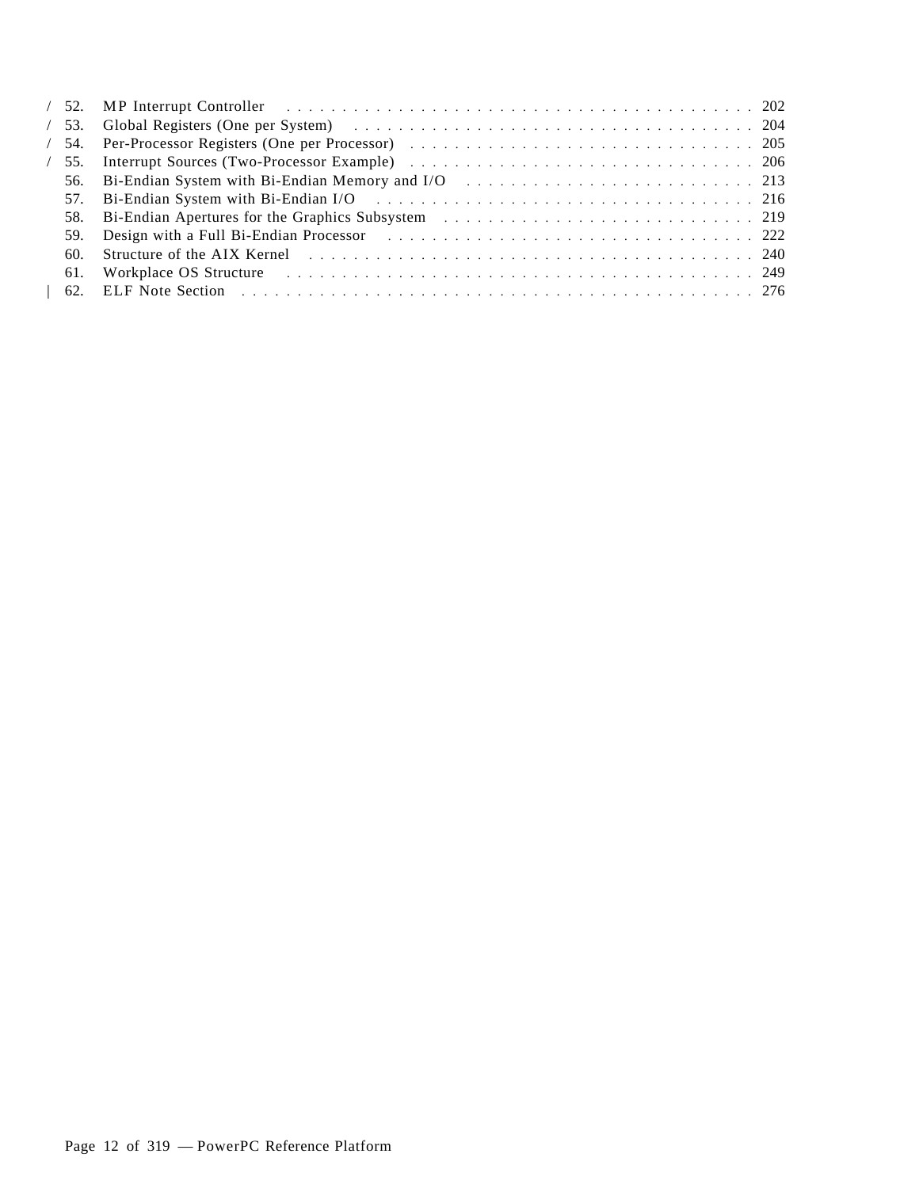/ 52. MP Interrupt Controller . . . . . . . . . . . . . . . . . . . . . . . . . . . . . . . . . . . . . . . . . . . 202
/ 53. Global Registers (One per System) . . . . . . . . . . . . . . . . . . . . . . . . . . . . . . . . . . . . 204
/ 54. Per-Processor Registers (One per Processor) . . . . . . . . . . . . . . . . . . . . . . . . . . . . . . . 205
/ 55. Interrupt Sources (Two-Processor Example) . . . . . . . . . . . . . . . . . . . . . . . . . . . . . . . . 206
56. Bi-Endian System with Bi-Endian Memory and I/O . . . . . . . . . . . . . . . . . . . . . . . . . . 213
57. Bi-Endian System with Bi-Endian I/O . . . . . . . . . . . . . . . . . . . . . . . . . . . . . . . . . . . 216
58. Bi-Endian Apertures for the Graphics Subsystem . . . . . . . . . . . . . . . . . . . . . . . . . . . . . 219
59. Design with a Full Bi-Endian Processor . . . . . . . . . . . . . . . . . . . . . . . . . . . . . . . . . 222
60. Structure of the AIX Kernel . . . . . . . . . . . . . . . . . . . . . . . . . . . . . . . . . . . . . . . . 240
61. Workplace OS Structure . . . . . . . . . . . . . . . . . . . . . . . . . . . . . . . . . . . . . . . . . . 249
| 62. ELF Note Section . . . . . . . . . . . . . . . . . . . . . . . . . . . . . . . . . . . . . . . . . . . . . 276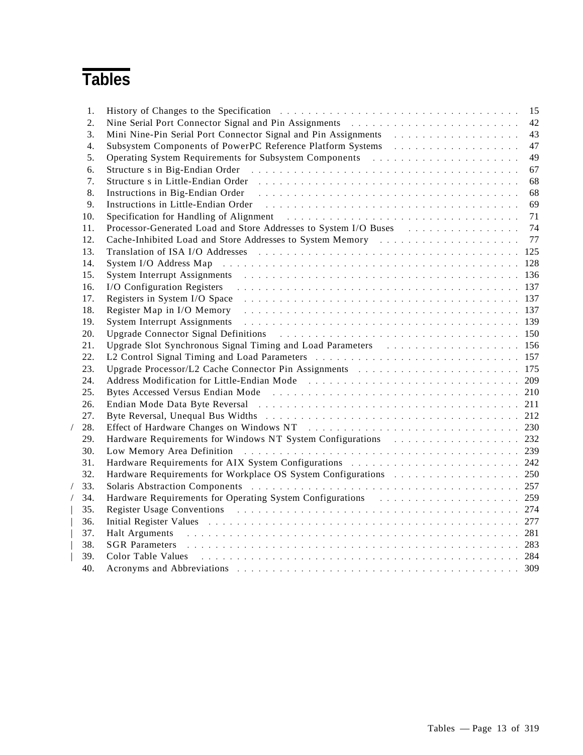# Tables

1. History of Changes to the Specification . . . . . . . . . . . . . . . . . . . . . . . . . . . . . . . . . . 15
2. Nine Serial Port Connector Signal and Pin Assignments . . . . . . . . . . . . . . . . . . . . . . . . 42
3. Mini Nine-Pin Serial Port Connector Signal and Pin Assignments . . . . . . . . . . . . . . . . . . 43
4. Subsystem Components of PowerPC Reference Platform Systems . . . . . . . . . . . . . . . . . . 47
5. Operating System Requirements for Subsystem Components . . . . . . . . . . . . . . . . . . . . . 49
6. Structure s in Big-Endian Order . . . . . . . . . . . . . . . . . . . . . . . . . . . . . . . . . . . . . . . 67
7. Structure s in Little-Endian Order . . . . . . . . . . . . . . . . . . . . . . . . . . . . . . . . . . . . . 68
8. Instructions in Big-Endian Order . . . . . . . . . . . . . . . . . . . . . . . . . . . . . . . . . . . . . . 68
9. Instructions in Little-Endian Order . . . . . . . . . . . . . . . . . . . . . . . . . . . . . . . . . . . . 69
10. Specification for Handling of Alignment . . . . . . . . . . . . . . . . . . . . . . . . . . . . . . . . . 71
11. Processor-Generated Load and Store Addresses to System I/O Buses . . . . . . . . . . . . . . . . 74
12. Cache-Inhibited Load and Store Addresses to System Memory . . . . . . . . . . . . . . . . . . . 77
13. Translation of ISA I/O Addresses . . . . . . . . . . . . . . . . . . . . . . . . . . . . . . . . . . . . . 125
14. System I/O Address Map . . . . . . . . . . . . . . . . . . . . . . . . . . . . . . . . . . . . . . . . . . 128
15. System Interrupt Assignments . . . . . . . . . . . . . . . . . . . . . . . . . . . . . . . . . . . . . . 136
16. I/O Configuration Registers . . . . . . . . . . . . . . . . . . . . . . . . . . . . . . . . . . . . . . . . 137
17. Registers in System I/O Space . . . . . . . . . . . . . . . . . . . . . . . . . . . . . . . . . . . . . . 137
18. Register Map in I/O Memory . . . . . . . . . . . . . . . . . . . . . . . . . . . . . . . . . . . . . . . 137
19. System Interrupt Assignments . . . . . . . . . . . . . . . . . . . . . . . . . . . . . . . . . . . . . . 139
20. Upgrade Connector Signal Definitions . . . . . . . . . . . . . . . . . . . . . . . . . . . . . . . . . 150
21. Upgrade Slot Synchronous Signal Timing and Load Parameters . . . . . . . . . . . . . . . . . . . 156
22. L2 Control Signal Timing and Load Parameters . . . . . . . . . . . . . . . . . . . . . . . . . . . . 157
23. Upgrade Processor/L2 Cache Connector Pin Assignments . . . . . . . . . . . . . . . . . . . . . . 175
24. Address Modification for Little-Endian Mode . . . . . . . . . . . . . . . . . . . . . . . . . . . . . 209
25. Bytes Accessed Versus Endian Mode . . . . . . . . . . . . . . . . . . . . . . . . . . . . . . . . . . 210
26. Endian Mode Data Byte Reversal . . . . . . . . . . . . . . . . . . . . . . . . . . . . . . . . . . . . . 211
27. Byte Reversal, Unequal Bus Widths . . . . . . . . . . . . . . . . . . . . . . . . . . . . . . . . . . . 212
28. Effect of Hardware Changes on Windows NT . . . . . . . . . . . . . . . . . . . . . . . . . . . . . . 230
29. Hardware Requirements for Windows NT System Configurations . . . . . . . . . . . . . . . . . . 232
30. Low Memory Area Definition . . . . . . . . . . . . . . . . . . . . . . . . . . . . . . . . . . . . . . . 239
31. Hardware Requirements for AIX System Configurations . . . . . . . . . . . . . . . . . . . . . . . 242
32. Hardware Requirements for Workplace OS System Configurations . . . . . . . . . . . . . . . . . 250
33. Solaris Abstraction Components . . . . . . . . . . . . . . . . . . . . . . . . . . . . . . . . . . . . . 257
34. Hardware Requirements for Operating System Configurations . . . . . . . . . . . . . . . . . . . 259
35. Register Usage Conventions . . . . . . . . . . . . . . . . . . . . . . . . . . . . . . . . . . . . . . . . 274
36. Initial Register Values . . . . . . . . . . . . . . . . . . . . . . . . . . . . . . . . . . . . . . . . . . . 277
37. Halt Arguments . . . . . . . . . . . . . . . . . . . . . . . . . . . . . . . . . . . . . . . . . . . . . . . 281
38. SGR Parameters . . . . . . . . . . . . . . . . . . . . . . . . . . . . . . . . . . . . . . . . . . . . . . . 283
39. Color Table Values . . . . . . . . . . . . . . . . . . . . . . . . . . . . . . . . . . . . . . . . . . . . . 284
40. Acronyms and Abbreviations . . . . . . . . . . . . . . . . . . . . . . . . . . . . . . . . . . . . . . . 309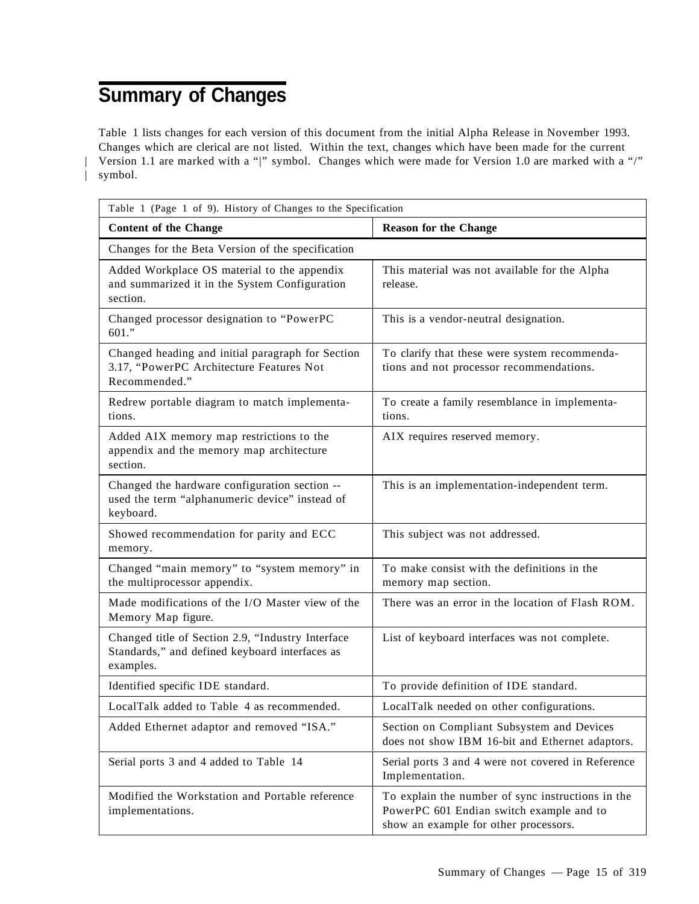# Summary of Changes

Table 1 lists changes for each version of this document from the initial Alpha Release in November 1993. Changes which are clerical are not listed. Within the text, changes which have been made for the current Version 1.1 are marked with a "|" symbol. Changes which were made for Version 1.0 are marked with a "/" symbol.

Table 1 (Page 1 of 9). History of Changes to the Specification

| Content of the Change | Reason for the Change |
|---|---|
| Changes for the Beta Version of the specification | |
| Added Workplace OS material to the appendix and summarized it in the System Configuration section. | This material was not available for the Alpha release. |
| Changed processor designation to "PowerPC 601." | This is a vendor-neutral designation. |
| Changed heading and initial paragraph for Section 3.17, "PowerPC Architecture Features Not Recommended." | To clarify that these were system recommendations and not processor recommendations. |
| Redrew portable diagram to match implementations. | To create a family resemblance in implementations. |
| Added AIX memory map restrictions to the appendix and the memory map architecture section. | AIX requires reserved memory. |
| Changed the hardware configuration section -- used the term "alphanumeric device" instead of keyboard. | This is an implementation-independent term. |
| Showed recommendation for parity and ECC memory. | This subject was not addressed. |
| Changed "main memory" to "system memory" in the multiprocessor appendix. | To make consist with the definitions in the memory map section. |
| Made modifications of the I/O Master view of the Memory Map figure. | There was an error in the location of Flash ROM. |
| Changed title of Section 2.9, "Industry Interface Standards," and defined keyboard interfaces as examples. | List of keyboard interfaces was not complete. |
| Identified specific IDE standard. | To provide definition of IDE standard. |
| LocalTalk added to Table 4 as recommended. | LocalTalk needed on other configurations. |
| Added Ethernet adaptor and removed "ISA." | Section on Compliant Subsystem and Devices does not show IBM 16-bit and Ethernet adaptors. |
| Serial ports 3 and 4 added to Table 14 | Serial ports 3 and 4 were not covered in Reference Implementation. |
| Modified the Workstation and Portable reference implementations. | To explain the number of sync instructions in the PowerPC 601 Endian switch example and to show an example for other processors. |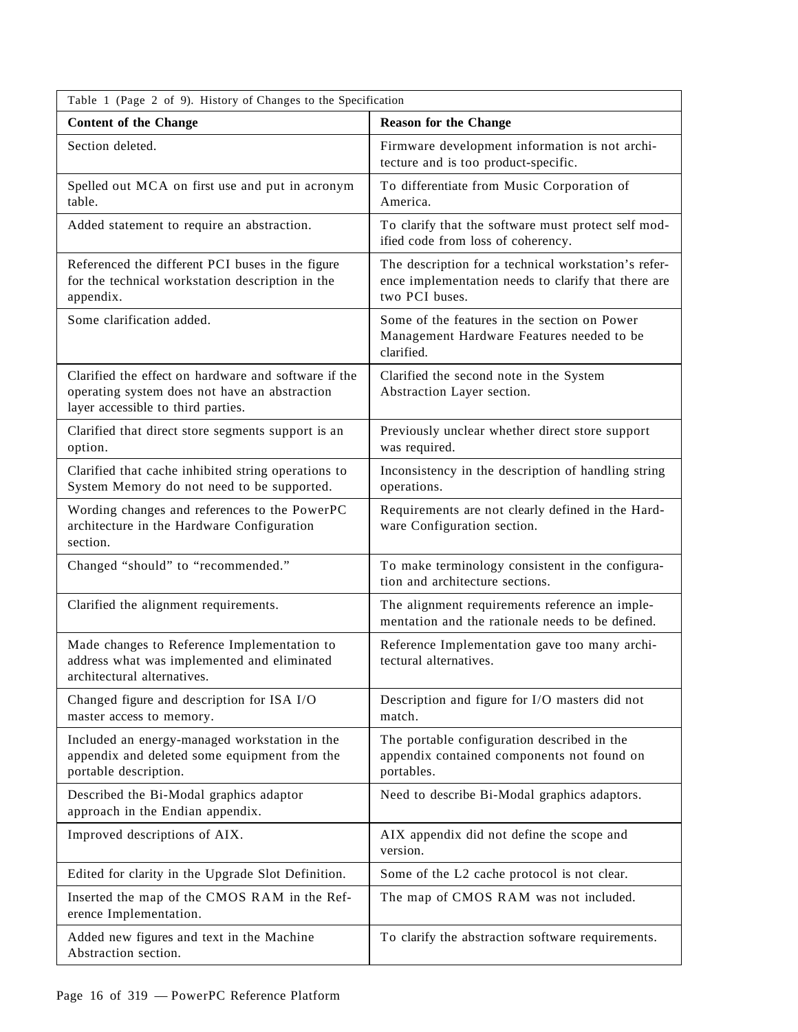Table 1 (Page 2 of 9). History of Changes to the Specification

| Content of the Change | Reason for the Change |
|---|---|
| Section deleted. | Firmware development information is not architecture and is too product-specific. |
| Spelled out MCA on first use and put in acronym table. | To differentiate from Music Corporation of America. |
| Added statement to require an abstraction. | To clarify that the software must protect self modified code from loss of coherency. |
| Referenced the different PCI buses in the figure for the technical workstation description in the appendix. | The description for a technical workstation's reference implementation needs to clarify that there are two PCI buses. |
| Some clarification added. | Some of the features in the section on Power Management Hardware Features needed to be clarified. |
| Clarified the effect on hardware and software if the operating system does not have an abstraction layer accessible to third parties. | Clarified the second note in the System Abstraction Layer section. |
| Clarified that direct store segments support is an option. | Previously unclear whether direct store support was required. |
| Clarified that cache inhibited string operations to System Memory do not need to be supported. | Inconsistency in the description of handling string operations. |
| Wording changes and references to the PowerPC architecture in the Hardware Configuration section. | Requirements are not clearly defined in the Hardware Configuration section. |
| Changed "should" to "recommended." | To make terminology consistent in the configuration and architecture sections. |
| Clarified the alignment requirements. | The alignment requirements reference an implementation and the rationale needs to be defined. |
| Made changes to Reference Implementation to address what was implemented and eliminated architectural alternatives. | Reference Implementation gave too many architectural alternatives. |
| Changed figure and description for ISA I/O master access to memory. | Description and figure for I/O masters did not match. |
| Included an energy-managed workstation in the appendix and deleted some equipment from the portable description. | The portable configuration described in the appendix contained components not found on portables. |
| Described the Bi-Modal graphics adaptor approach in the Endian appendix. | Need to describe Bi-Modal graphics adaptors. |
| Improved descriptions of AIX. | AIX appendix did not define the scope and version. |
| Edited for clarity in the Upgrade Slot Definition. | Some of the L2 cache protocol is not clear. |
| Inserted the map of the CMOS RAM in the Reference Implementation. | The map of CMOS RAM was not included. |
| Added new figures and text in the Machine Abstraction section. | To clarify the abstraction software requirements. |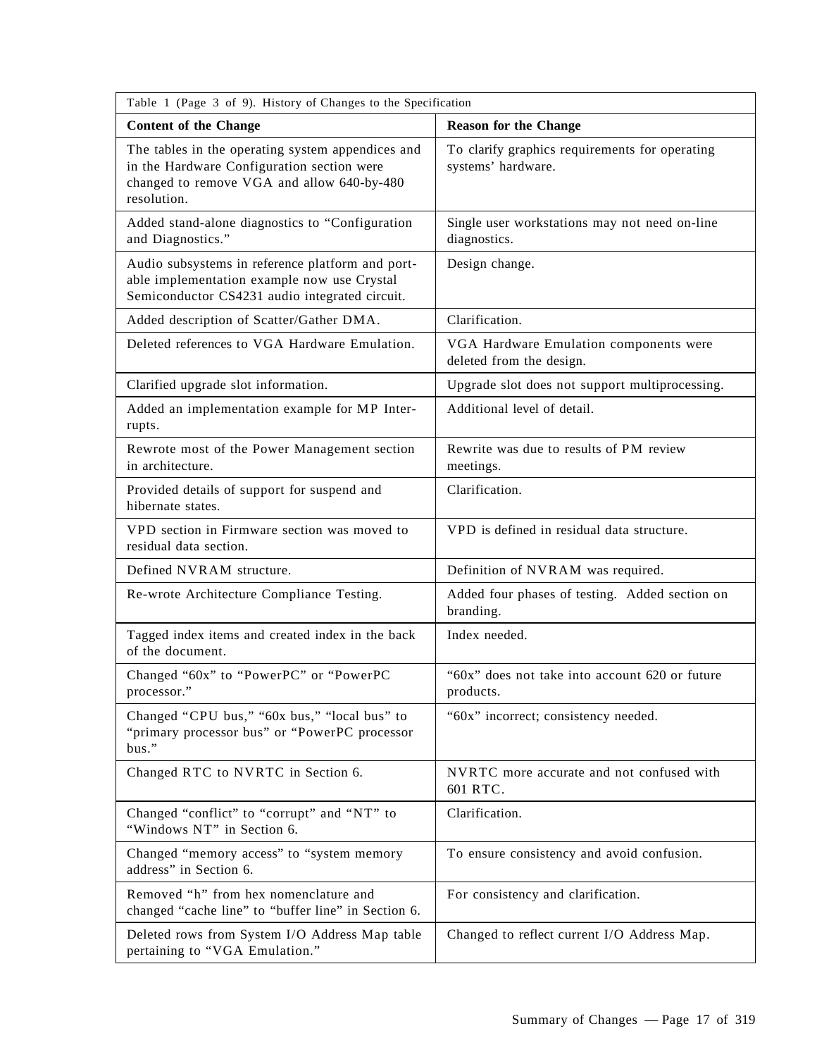Table 1 (Page 3 of 9). History of Changes to the Specification

| Content of the Change | Reason for the Change |
|---|---|
| The tables in the operating system appendices and in the Hardware Configuration section were changed to remove VGA and allow 640-by-480 resolution. | To clarify graphics requirements for operating systems' hardware. |
| Added stand-alone diagnostics to "Configuration and Diagnostics." | Single user workstations may not need on-line diagnostics. |
| Audio subsystems in reference platform and portable implementation example now use Crystal Semiconductor CS4231 audio integrated circuit. | Design change. |
| Added description of Scatter/Gather DMA. | Clarification. |
| Deleted references to VGA Hardware Emulation. | VGA Hardware Emulation components were deleted from the design. |
| Clarified upgrade slot information. | Upgrade slot does not support multiprocessing. |
| Added an implementation example for MP Interrupts. | Additional level of detail. |
| Rewrote most of the Power Management section in architecture. | Rewrite was due to results of PM review meetings. |
| Provided details of support for suspend and hibernate states. | Clarification. |
| VPD section in Firmware section was moved to residual data section. | VPD is defined in residual data structure. |
| Defined NVRAM structure. | Definition of NVRAM was required. |
| Re-wrote Architecture Compliance Testing. | Added four phases of testing. Added section on branding. |
| Tagged index items and created index in the back of the document. | Index needed. |
| Changed "60x" to "PowerPC" or "PowerPC processor." | "60x" does not take into account 620 or future products. |
| Changed "CPU bus," "60x bus," "local bus" to "primary processor bus" or "PowerPC processor bus." | "60x" incorrect; consistency needed. |
| Changed RTC to NVRTC in Section 6. | NVRTC more accurate and not confused with 601 RTC. |
| Changed "conflict" to "corrupt" and "NT" to "Windows NT" in Section 6. | Clarification. |
| Changed "memory access" to "system memory address" in Section 6. | To ensure consistency and avoid confusion. |
| Removed "h" from hex nomenclature and changed "cache line" to "buffer line" in Section 6. | For consistency and clarification. |
| Deleted rows from System I/O Address Map table pertaining to "VGA Emulation." | Changed to reflect current I/O Address Map. |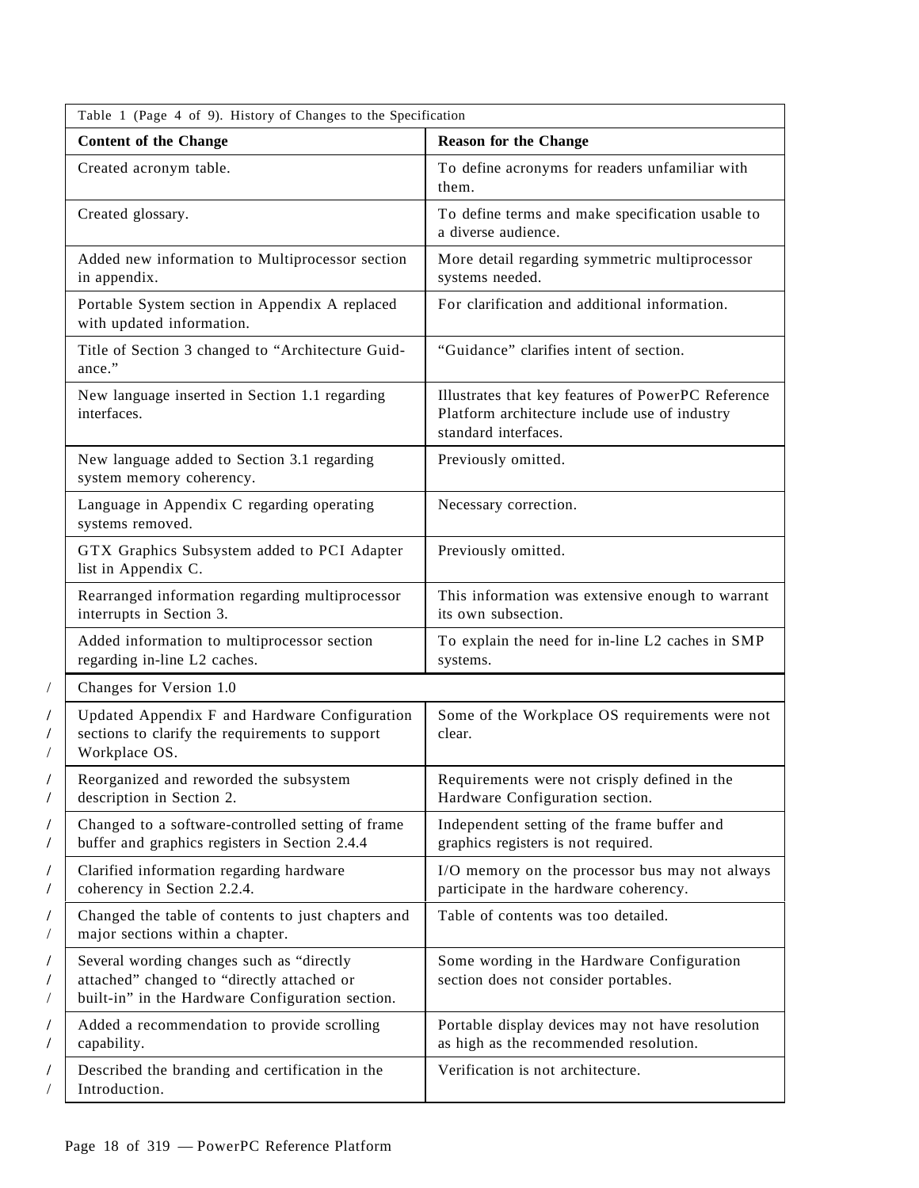Table 1 (Page 4 of 9). History of Changes to the Specification

| Content of the Change | Reason for the Change |
|---|---|
| Created acronym table. | To define acronyms for readers unfamiliar with them. |
| Created glossary. | To define terms and make specification usable to a diverse audience. |
| Added new information to Multiprocessor section in appendix. | More detail regarding symmetric multiprocessor systems needed. |
| Portable System section in Appendix A replaced with updated information. | For clarification and additional information. |
| Title of Section 3 changed to "Architecture Guidance." | "Guidance" clarifies intent of section. |
| New language inserted in Section 1.1 regarding interfaces. | Illustrates that key features of PowerPC Reference Platform architecture include use of industry standard interfaces. |
| New language added to Section 3.1 regarding system memory coherency. | Previously omitted. |
| Language in Appendix C regarding operating systems removed. | Necessary correction. |
| GTX Graphics Subsystem added to PCI Adapter list in Appendix C. | Previously omitted. |
| Rearranged information regarding multiprocessor interrupts in Section 3. | This information was extensive enough to warrant its own subsection. |
| Added information to multiprocessor section regarding in-line L2 caches. | To explain the need for in-line L2 caches in SMP systems. |
| Changes for Version 1.0 | |
| Updated Appendix F and Hardware Configuration sections to clarify the requirements to support Workplace OS. | Some of the Workplace OS requirements were not clear. |
| Reorganized and reworded the subsystem description in Section 2. | Requirements were not crisply defined in the Hardware Configuration section. |
| Changed to a software-controlled setting of frame buffer and graphics registers in Section 2.4.4 | Independent setting of the frame buffer and graphics registers is not required. |
| Clarified information regarding hardware coherency in Section 2.2.4. | I/O memory on the processor bus may not always participate in the hardware coherency. |
| Changed the table of contents to just chapters and major sections within a chapter. | Table of contents was too detailed. |
| Several wording changes such as "directly attached" changed to "directly attached or built-in" in the Hardware Configuration section. | Some wording in the Hardware Configuration section does not consider portables. |
| Added a recommendation to provide scrolling capability. | Portable display devices may not have resolution as high as the recommended resolution. |
| Described the branding and certification in the Introduction. | Verification is not architecture. |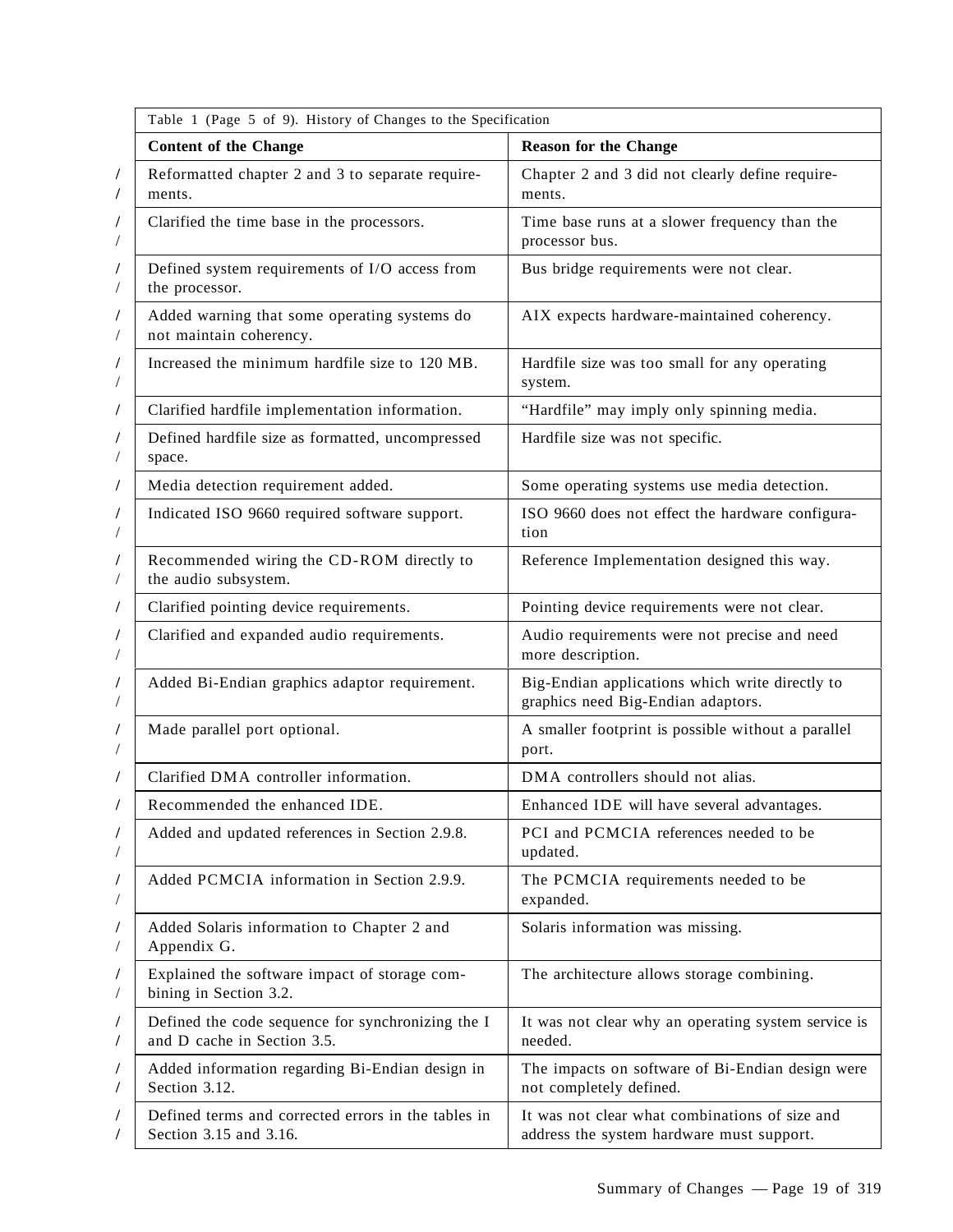| Table 1 (Page 5 of 9). History of Changes to the Specification | |
|---|---|
| **Content of the Change** | **Reason for the Change** |
| Reformatted chapter 2 and 3 to separate requirements. | Chapter 2 and 3 did not clearly define requirements. |
| Clarified the time base in the processors. | Time base runs at a slower frequency than the processor bus. |
| Defined system requirements of I/O access from the processor. | Bus bridge requirements were not clear. |
| Added warning that some operating systems do not maintain coherency. | AIX expects hardware-maintained coherency. |
| Increased the minimum hardfile size to 120 MB. | Hardfile size was too small for any operating system. |
| Clarified hardfile implementation information. | "Hardfile" may imply only spinning media. |
| Defined hardfile size as formatted, uncompressed space. | Hardfile size was not specific. |
| Media detection requirement added. | Some operating systems use media detection. |
| Indicated ISO 9660 required software support. | ISO 9660 does not effect the hardware configuration |
| Recommended wiring the CD-ROM directly to the audio subsystem. | Reference Implementation designed this way. |
| Clarified pointing device requirements. | Pointing device requirements were not clear. |
| Clarified and expanded audio requirements. | Audio requirements were not precise and need more description. |
| Added Bi-Endian graphics adaptor requirement. | Big-Endian applications which write directly to graphics need Big-Endian adaptors. |
| Made parallel port optional. | A smaller footprint is possible without a parallel port. |
| Clarified DMA controller information. | DMA controllers should not alias. |
| Recommended the enhanced IDE. | Enhanced IDE will have several advantages. |
| Added and updated references in Section 2.9.8. | PCI and PCMCIA references needed to be updated. |
| Added PCMCIA information in Section 2.9.9. | The PCMCIA requirements needed to be expanded. |
| Added Solaris information to Chapter 2 and Appendix G. | Solaris information was missing. |
| Explained the software impact of storage combining in Section 3.2. | The architecture allows storage combining. |
| Defined the code sequence for synchronizing the I and D cache in Section 3.5. | It was not clear why an operating system service is needed. |
| Added information regarding Bi-Endian design in Section 3.12. | The impacts on software of Bi-Endian design were not completely defined. |
| Defined terms and corrected errors in the tables in Section 3.15 and 3.16. | It was not clear what combinations of size and address the system hardware must support. |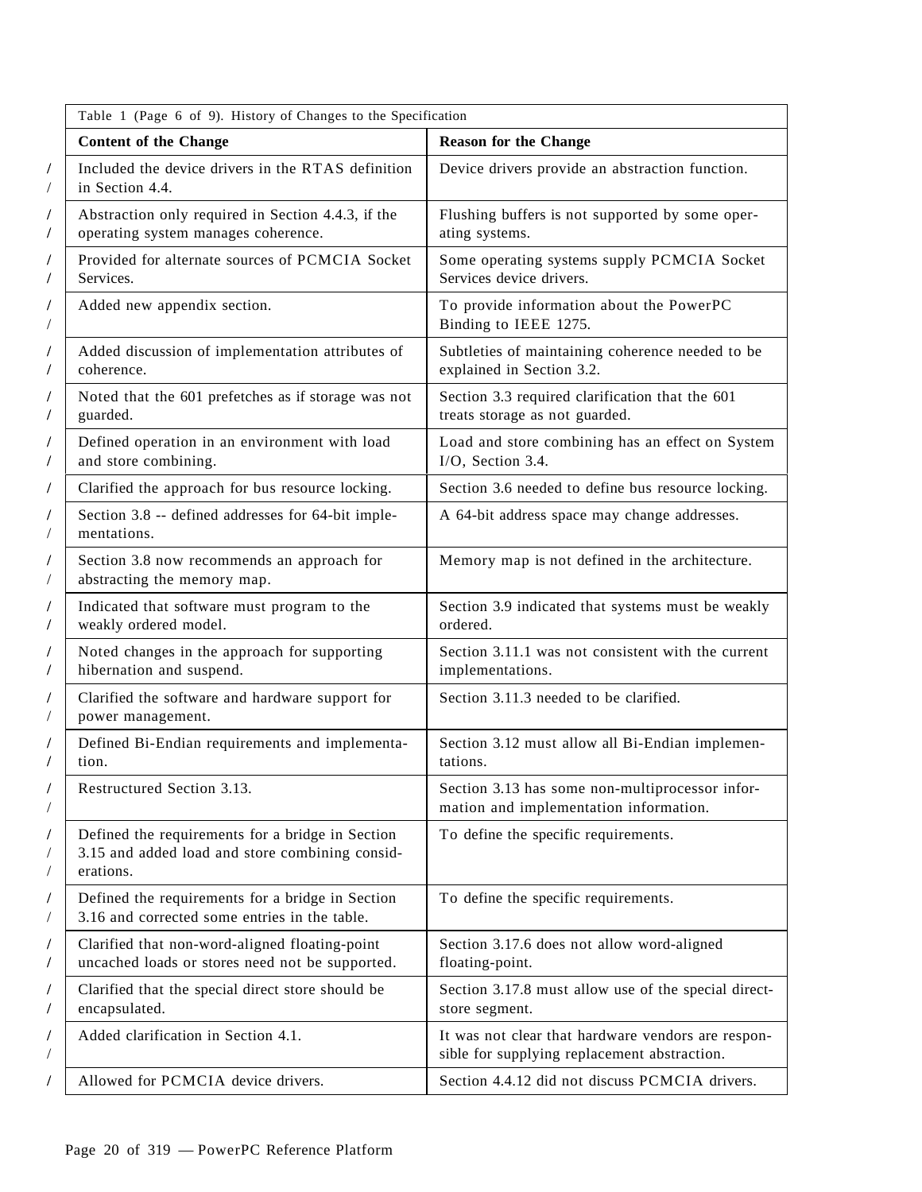Table 1 (Page 6 of 9). History of Changes to the Specification

| Content of the Change | Reason for the Change |
|---|---|
| Included the device drivers in the RTAS definition in Section 4.4. | Device drivers provide an abstraction function. |
| Abstraction only required in Section 4.4.3, if the operating system manages coherence. | Flushing buffers is not supported by some operating systems. |
| Provided for alternate sources of PCMCIA Socket Services. | Some operating systems supply PCMCIA Socket Services device drivers. |
| Added new appendix section. | To provide information about the PowerPC Binding to IEEE 1275. |
| Added discussion of implementation attributes of coherence. | Subtleties of maintaining coherence needed to be explained in Section 3.2. |
| Noted that the 601 prefetches as if storage was not guarded. | Section 3.3 required clarification that the 601 treats storage as not guarded. |
| Defined operation in an environment with load and store combining. | Load and store combining has an effect on System I/O, Section 3.4. |
| Clarified the approach for bus resource locking. | Section 3.6 needed to define bus resource locking. |
| Section 3.8 -- defined addresses for 64-bit implementations. | A 64-bit address space may change addresses. |
| Section 3.8 now recommends an approach for abstracting the memory map. | Memory map is not defined in the architecture. |
| Indicated that software must program to the weakly ordered model. | Section 3.9 indicated that systems must be weakly ordered. |
| Noted changes in the approach for supporting hibernation and suspend. | Section 3.11.1 was not consistent with the current implementations. |
| Clarified the software and hardware support for power management. | Section 3.11.3 needed to be clarified. |
| Defined Bi-Endian requirements and implementation. | Section 3.12 must allow all Bi-Endian implementations. |
| Restructured Section 3.13. | Section 3.13 has some non-multiprocessor information and implementation information. |
| Defined the requirements for a bridge in Section 3.15 and added load and store combining considerations. | To define the specific requirements. |
| Defined the requirements for a bridge in Section 3.16 and corrected some entries in the table. | To define the specific requirements. |
| Clarified that non-word-aligned floating-point uncached loads or stores need not be supported. | Section 3.17.6 does not allow word-aligned floating-point. |
| Clarified that the special direct store should be encapsulated. | Section 3.17.8 must allow use of the special direct-store segment. |
| Added clarification in Section 4.1. | It was not clear that hardware vendors are responsible for supplying replacement abstraction. |
| Allowed for PCMCIA device drivers. | Section 4.4.12 did not discuss PCMCIA drivers. |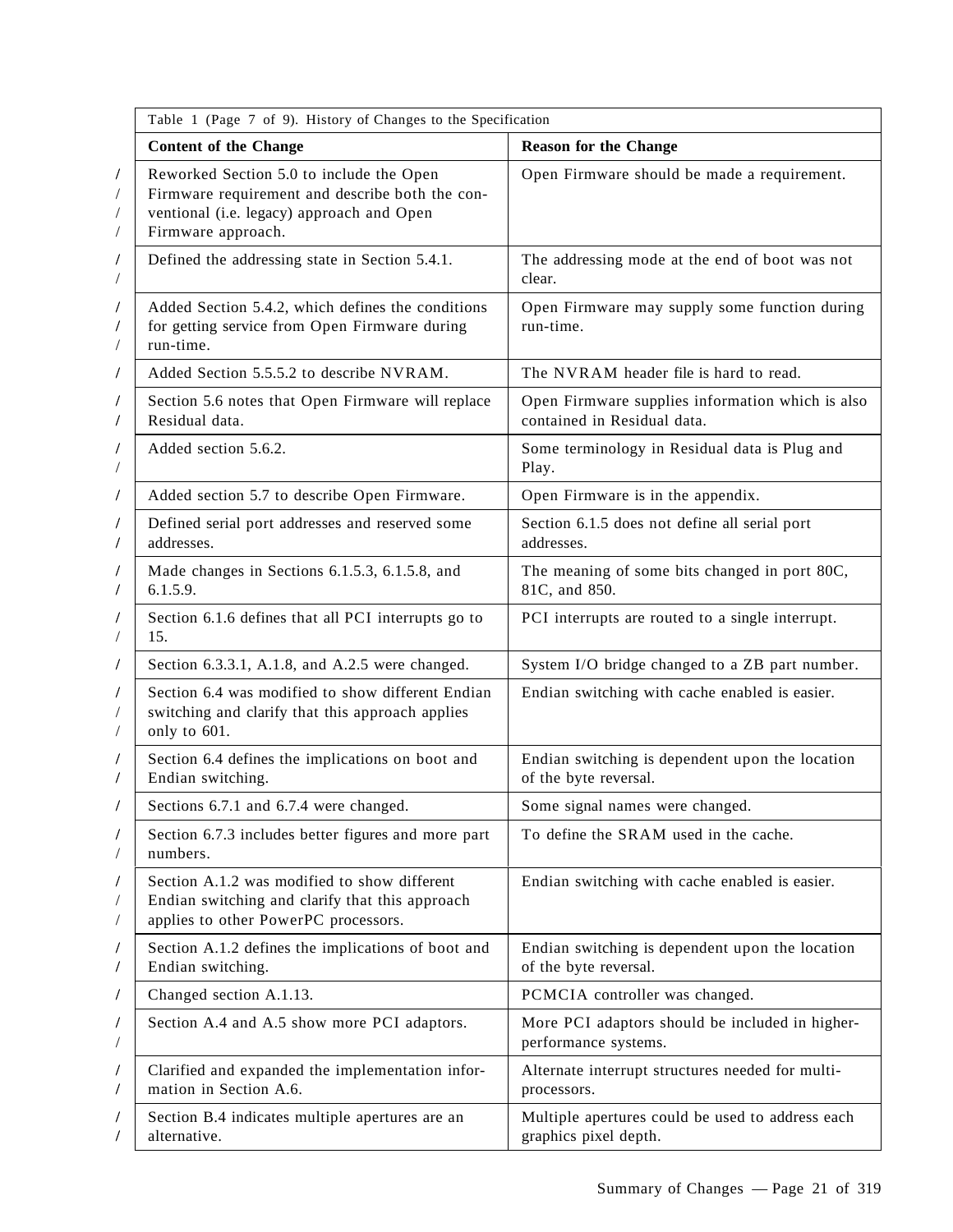Table 1 (Page 7 of 9). History of Changes to the Specification

| Content of the Change | Reason for the Change |
|---|---|
| Reworked Section 5.0 to include the Open Firmware requirement and describe both the conventional (i.e. legacy) approach and Open Firmware approach. | Open Firmware should be made a requirement. |
| Defined the addressing state in Section 5.4.1. | The addressing mode at the end of boot was not clear. |
| Added Section 5.4.2, which defines the conditions for getting service from Open Firmware during run-time. | Open Firmware may supply some function during run-time. |
| Added Section 5.5.5.2 to describe NVRAM. | The NVRAM header file is hard to read. |
| Section 5.6 notes that Open Firmware will replace Residual data. | Open Firmware supplies information which is also contained in Residual data. |
| Added section 5.6.2. | Some terminology in Residual data is Plug and Play. |
| Added section 5.7 to describe Open Firmware. | Open Firmware is in the appendix. |
| Defined serial port addresses and reserved some addresses. | Section 6.1.5 does not define all serial port addresses. |
| Made changes in Sections 6.1.5.3, 6.1.5.8, and 6.1.5.9. | The meaning of some bits changed in port 80C, 81C, and 850. |
| Section 6.1.6 defines that all PCI interrupts go to 15. | PCI interrupts are routed to a single interrupt. |
| Section 6.3.3.1, A.1.8, and A.2.5 were changed. | System I/O bridge changed to a ZB part number. |
| Section 6.4 was modified to show different Endian switching and clarify that this approach applies only to 601. | Endian switching with cache enabled is easier. |
| Section 6.4 defines the implications on boot and Endian switching. | Endian switching is dependent upon the location of the byte reversal. |
| Sections 6.7.1 and 6.7.4 were changed. | Some signal names were changed. |
| Section 6.7.3 includes better figures and more part numbers. | To define the SRAM used in the cache. |
| Section A.1.2 was modified to show different Endian switching and clarify that this approach applies to other PowerPC processors. | Endian switching with cache enabled is easier. |
| Section A.1.2 defines the implications of boot and Endian switching. | Endian switching is dependent upon the location of the byte reversal. |
| Changed section A.1.13. | PCMCIA controller was changed. |
| Section A.4 and A.5 show more PCI adaptors. | More PCI adaptors should be included in higher-performance systems. |
| Clarified and expanded the implementation information in Section A.6. | Alternate interrupt structures needed for multi-processors. |
| Section B.4 indicates multiple apertures are an alternative. | Multiple apertures could be used to address each graphics pixel depth. |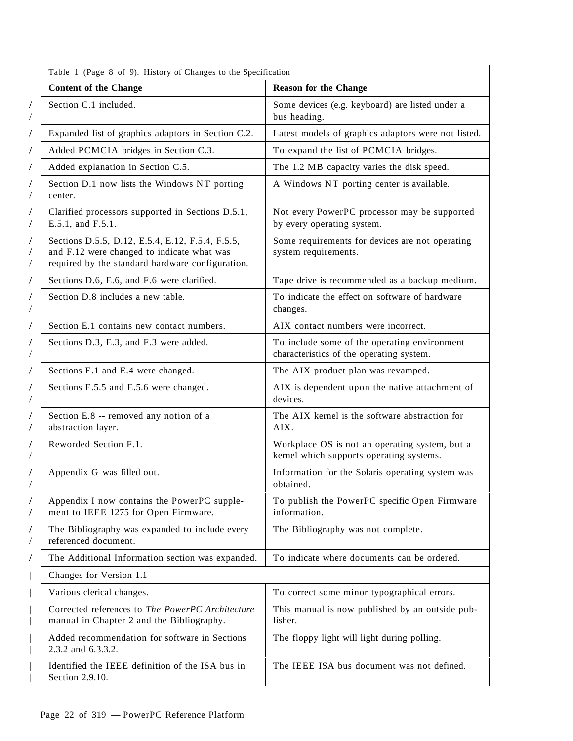Table 1 (Page 8 of 9). History of Changes to the Specification

| Content of the Change | Reason for the Change |
| --- | --- |
| Section C.1 included. | Some devices (e.g. keyboard) are listed under a bus heading. |
| Expanded list of graphics adaptors in Section C.2. | Latest models of graphics adaptors were not listed. |
| Added PCMCIA bridges in Section C.3. | To expand the list of PCMCIA bridges. |
| Added explanation in Section C.5. | The 1.2 MB capacity varies the disk speed. |
| Section D.1 now lists the Windows NT porting center. | A Windows NT porting center is available. |
| Clarified processors supported in Sections D.5.1, E.5.1, and F.5.1. | Not every PowerPC processor may be supported by every operating system. |
| Sections D.5.5, D.12, E.5.4, E.12, F.5.4, F.5.5, and F.12 were changed to indicate what was required by the standard hardware configuration. | Some requirements for devices are not operating system requirements. |
| Sections D.6, E.6, and F.6 were clarified. | Tape drive is recommended as a backup medium. |
| Section D.8 includes a new table. | To indicate the effect on software of hardware changes. |
| Section E.1 contains new contact numbers. | AIX contact numbers were incorrect. |
| Sections D.3, E.3, and F.3 were added. | To include some of the operating environment characteristics of the operating system. |
| Sections E.1 and E.4 were changed. | The AIX product plan was revamped. |
| Sections E.5.5 and E.5.6 were changed. | AIX is dependent upon the native attachment of devices. |
| Section E.8 -- removed any notion of a abstraction layer. | The AIX kernel is the software abstraction for AIX. |
| Reworded Section F.1. | Workplace OS is not an operating system, but a kernel which supports operating systems. |
| Appendix G was filled out. | Information for the Solaris operating system was obtained. |
| Appendix I now contains the PowerPC supplement to IEEE 1275 for Open Firmware. | To publish the PowerPC specific Open Firmware information. |
| The Bibliography was expanded to include every referenced document. | The Bibliography was not complete. |
| The Additional Information section was expanded. | To indicate where documents can be ordered. |
| Changes for Version 1.1 | |
| Various clerical changes. | To correct some minor typographical errors. |
| Corrected references to *The PowerPC Architecture* manual in Chapter 2 and the Bibliography. | This manual is now published by an outside publisher. |
| Added recommendation for software in Sections 2.3.2 and 6.3.3.2. | The floppy light will light during polling. |
| Identified the IEEE definition of the ISA bus in Section 2.9.10. | The IEEE ISA bus document was not defined. |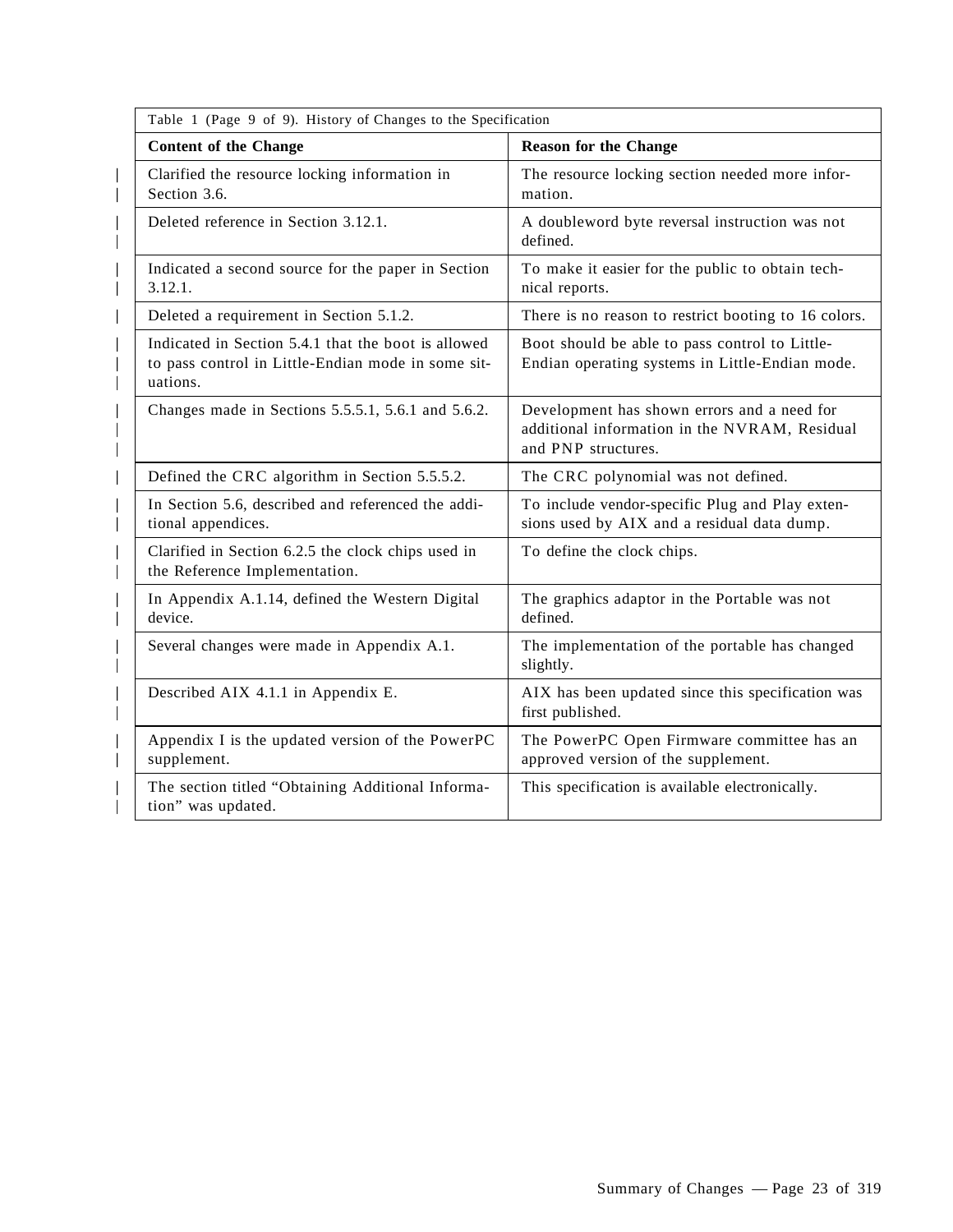| Table 1 (Page 9 of 9). History of Changes to the Specification | |
|---|---|
| **Content of the Change** | **Reason for the Change** |
| Clarified the resource locking information in Section 3.6. | The resource locking section needed more information. |
| Deleted reference in Section 3.12.1. | A doubleword byte reversal instruction was not defined. |
| Indicated a second source for the paper in Section 3.12.1. | To make it easier for the public to obtain technical reports. |
| Deleted a requirement in Section 5.1.2. | There is no reason to restrict booting to 16 colors. |
| Indicated in Section 5.4.1 that the boot is allowed to pass control in Little-Endian mode in some situations. | Boot should be able to pass control to Little-Endian operating systems in Little-Endian mode. |
| Changes made in Sections 5.5.5.1, 5.6.1 and 5.6.2. | Development has shown errors and a need for additional information in the NVRAM, Residual and PNP structures. |
| Defined the CRC algorithm in Section 5.5.5.2. | The CRC polynomial was not defined. |
| In Section 5.6, described and referenced the additional appendices. | To include vendor-specific Plug and Play extensions used by AIX and a residual data dump. |
| Clarified in Section 6.2.5 the clock chips used in the Reference Implementation. | To define the clock chips. |
| In Appendix A.1.14, defined the Western Digital device. | The graphics adaptor in the Portable was not defined. |
| Several changes were made in Appendix A.1. | The implementation of the portable has changed slightly. |
| Described AIX 4.1.1 in Appendix E. | AIX has been updated since this specification was first published. |
| Appendix I is the updated version of the PowerPC supplement. | The PowerPC Open Firmware committee has an approved version of the supplement. |
| The section titled "Obtaining Additional Information" was updated. | This specification is available electronically. |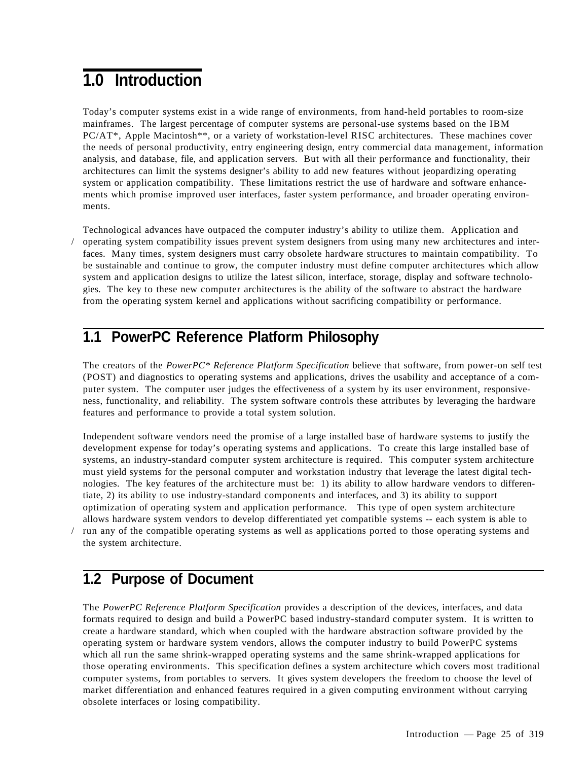# 1.0 Introduction

Today's computer systems exist in a wide range of environments, from hand-held portables to room-size mainframes. The largest percentage of computer systems are personal-use systems based on the IBM PC/AT*, Apple Macintosh**, or a variety of workstation-level RISC architectures. These machines cover the needs of personal productivity, entry engineering design, entry commercial data management, information analysis, and database, file, and application servers. But with all their performance and functionality, their architectures can limit the systems designer's ability to add new features without jeopardizing operating system or application compatibility. These limitations restrict the use of hardware and software enhancements which promise improved user interfaces, faster system performance, and broader operating environments.

Technological advances have outpaced the computer industry's ability to utilize them. Application and operating system compatibility issues prevent system designers from using many new architectures and interfaces. Many times, system designers must carry obsolete hardware structures to maintain compatibility. To be sustainable and continue to grow, the computer industry must define computer architectures which allow system and application designs to utilize the latest silicon, interface, storage, display and software technologies. The key to these new computer architectures is the ability of the software to abstract the hardware from the operating system kernel and applications without sacrificing compatibility or performance.

## 1.1 PowerPC Reference Platform Philosophy

The creators of the *PowerPC* Reference Platform Specification* believe that software, from power-on self test (POST) and diagnostics to operating systems and applications, drives the usability and acceptance of a computer system. The computer user judges the effectiveness of a system by its user environment, responsiveness, functionality, and reliability. The system software controls these attributes by leveraging the hardware features and performance to provide a total system solution.

Independent software vendors need the promise of a large installed base of hardware systems to justify the development expense for today's operating systems and applications. To create this large installed base of systems, an industry-standard computer system architecture is required. This computer system architecture must yield systems for the personal computer and workstation industry that leverage the latest digital technologies. The key features of the architecture must be: 1) its ability to allow hardware vendors to differentiate, 2) its ability to use industry-standard components and interfaces, and 3) its ability to support optimization of operating system and application performance. This type of open system architecture allows hardware system vendors to develop differentiated yet compatible systems -- each system is able to run any of the compatible operating systems as well as applications ported to those operating systems and the system architecture.

## 1.2 Purpose of Document

The *PowerPC Reference Platform Specification* provides a description of the devices, interfaces, and data formats required to design and build a PowerPC based industry-standard computer system. It is written to create a hardware standard, which when coupled with the hardware abstraction software provided by the operating system or hardware system vendors, allows the computer industry to build PowerPC systems which all run the same shrink-wrapped operating systems and the same shrink-wrapped applications for those operating environments. This specification defines a system architecture which covers most traditional computer systems, from portables to servers. It gives system developers the freedom to choose the level of market differentiation and enhanced features required in a given computing environment without carrying obsolete interfaces or losing compatibility.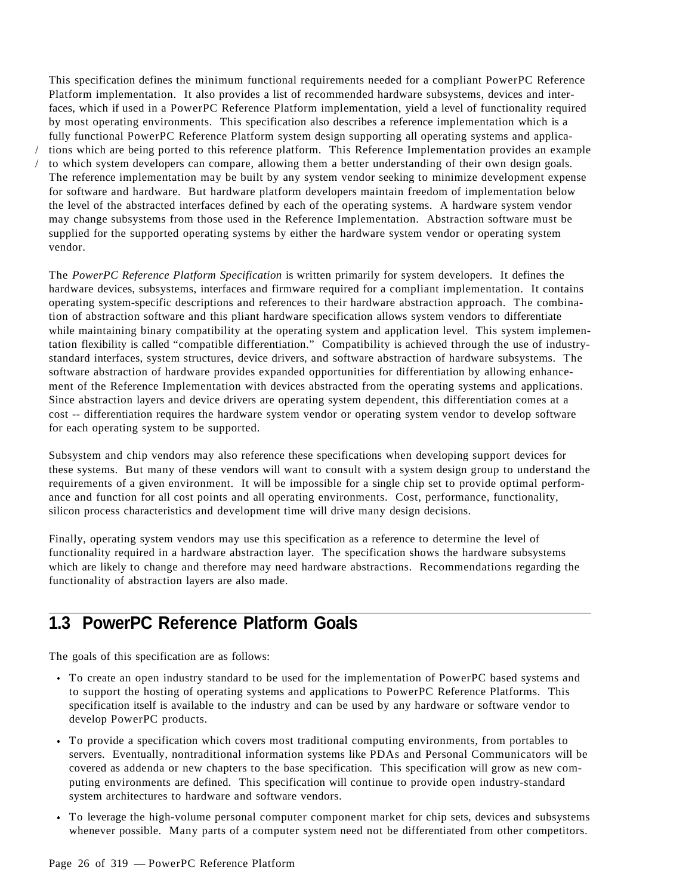This specification defines the minimum functional requirements needed for a compliant PowerPC Reference Platform implementation. It also provides a list of recommended hardware subsystems, devices and interfaces, which if used in a PowerPC Reference Platform implementation, yield a level of functionality required by most operating environments. This specification also describes a reference implementation which is a fully functional PowerPC Reference Platform system design supporting all operating systems and applications which are being ported to this reference platform. This Reference Implementation provides an example to which system developers can compare, allowing them a better understanding of their own design goals. The reference implementation may be built by any system vendor seeking to minimize development expense for software and hardware. But hardware platform developers maintain freedom of implementation below the level of the abstracted interfaces defined by each of the operating systems. A hardware system vendor may change subsystems from those used in the Reference Implementation. Abstraction software must be supplied for the supported operating systems by either the hardware system vendor or operating system vendor.

The *PowerPC Reference Platform Specification* is written primarily for system developers. It defines the hardware devices, subsystems, interfaces and firmware required for a compliant implementation. It contains operating system-specific descriptions and references to their hardware abstraction approach. The combination of abstraction software and this pliant hardware specification allows system vendors to differentiate while maintaining binary compatibility at the operating system and application level. This system implementation flexibility is called "compatible differentiation." Compatibility is achieved through the use of industry-standard interfaces, system structures, device drivers, and software abstraction of hardware subsystems. The software abstraction of hardware provides expanded opportunities for differentiation by allowing enhancement of the Reference Implementation with devices abstracted from the operating systems and applications. Since abstraction layers and device drivers are operating system dependent, this differentiation comes at a cost -- differentiation requires the hardware system vendor or operating system vendor to develop software for each operating system to be supported.

Subsystem and chip vendors may also reference these specifications when developing support devices for these systems. But many of these vendors will want to consult with a system design group to understand the requirements of a given environment. It will be impossible for a single chip set to provide optimal performance and function for all cost points and all operating environments. Cost, performance, functionality, silicon process characteristics and development time will drive many design decisions.

Finally, operating system vendors may use this specification as a reference to determine the level of functionality required in a hardware abstraction layer. The specification shows the hardware subsystems which are likely to change and therefore may need hardware abstractions. Recommendations regarding the functionality of abstraction layers are also made.

## 1.3 PowerPC Reference Platform Goals

The goals of this specification are as follows:

- To create an open industry standard to be used for the implementation of PowerPC based systems and to support the hosting of operating systems and applications to PowerPC Reference Platforms. This specification itself is available to the industry and can be used by any hardware or software vendor to develop PowerPC products.
- To provide a specification which covers most traditional computing environments, from portables to servers. Eventually, nontraditional information systems like PDAs and Personal Communicators will be covered as addenda or new chapters to the base specification. This specification will grow as new computing environments are defined. This specification will continue to provide open industry-standard system architectures to hardware and software vendors.
- To leverage the high-volume personal computer component market for chip sets, devices and subsystems whenever possible. Many parts of a computer system need not be differentiated from other competitors.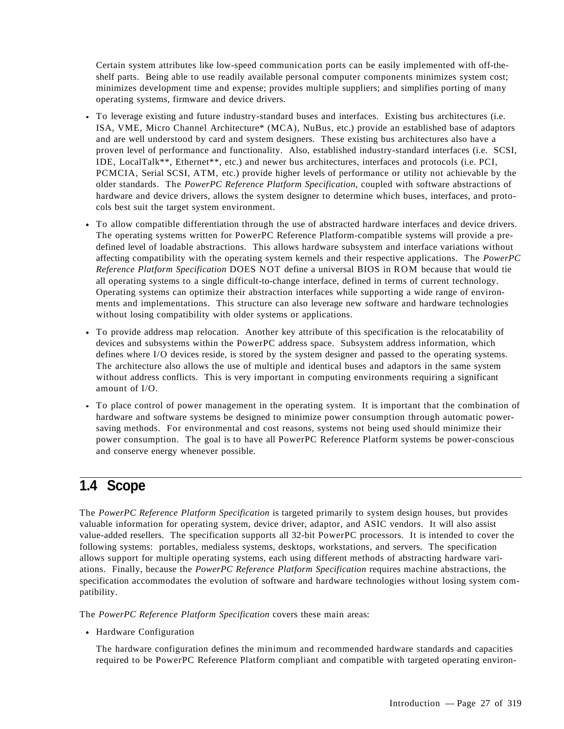Certain system attributes like low-speed communication ports can be easily implemented with off-the-shelf parts. Being able to use readily available personal computer components minimizes system cost; minimizes development time and expense; provides multiple suppliers; and simplifies porting of many operating systems, firmware and device drivers.

- To leverage existing and future industry-standard buses and interfaces. Existing bus architectures (i.e. ISA, VME, Micro Channel Architecture* (MCA), NuBus, etc.) provide an established base of adaptors and are well understood by card and system designers. These existing bus architectures also have a proven level of performance and functionality. Also, established industry-standard interfaces (i.e. SCSI, IDE, LocalTalk**, Ethernet**, etc.) and newer bus architectures, interfaces and protocols (i.e. PCI, PCMCIA, Serial SCSI, ATM, etc.) provide higher levels of performance or utility not achievable by the older standards. The *PowerPC Reference Platform Specification*, coupled with software abstractions of hardware and device drivers, allows the system designer to determine which buses, interfaces, and protocols best suit the target system environment.
- To allow compatible differentiation through the use of abstracted hardware interfaces and device drivers. The operating systems written for PowerPC Reference Platform-compatible systems will provide a pre-defined level of loadable abstractions. This allows hardware subsystem and interface variations without affecting compatibility with the operating system kernels and their respective applications. The *PowerPC Reference Platform Specification* DOES NOT define a universal BIOS in ROM because that would tie all operating systems to a single difficult-to-change interface, defined in terms of current technology. Operating systems can optimize their abstraction interfaces while supporting a wide range of environments and implementations. This structure can also leverage new software and hardware technologies without losing compatibility with older systems or applications.
- To provide address map relocation. Another key attribute of this specification is the relocatability of devices and subsystems within the PowerPC address space. Subsystem address information, which defines where I/O devices reside, is stored by the system designer and passed to the operating systems. The architecture also allows the use of multiple and identical buses and adaptors in the same system without address conflicts. This is very important in computing environments requiring a significant amount of I/O.
- To place control of power management in the operating system. It is important that the combination of hardware and software systems be designed to minimize power consumption through automatic power-saving methods. For environmental and cost reasons, systems not being used should minimize their power consumption. The goal is to have all PowerPC Reference Platform systems be power-conscious and conserve energy whenever possible.

## 1.4 Scope

The *PowerPC Reference Platform Specification* is targeted primarily to system design houses, but provides valuable information for operating system, device driver, adaptor, and ASIC vendors. It will also assist value-added resellers. The specification supports all 32-bit PowerPC processors. It is intended to cover the following systems: portables, medialess systems, desktops, workstations, and servers. The specification allows support for multiple operating systems, each using different methods of abstracting hardware variations. Finally, because the *PowerPC Reference Platform Specification* requires machine abstractions, the specification accommodates the evolution of software and hardware technologies without losing system compatibility.

The *PowerPC Reference Platform Specification* covers these main areas:

- Hardware Configuration

  The hardware configuration defines the minimum and recommended hardware standards and capacities required to be PowerPC Reference Platform compliant and compatible with targeted operating environ-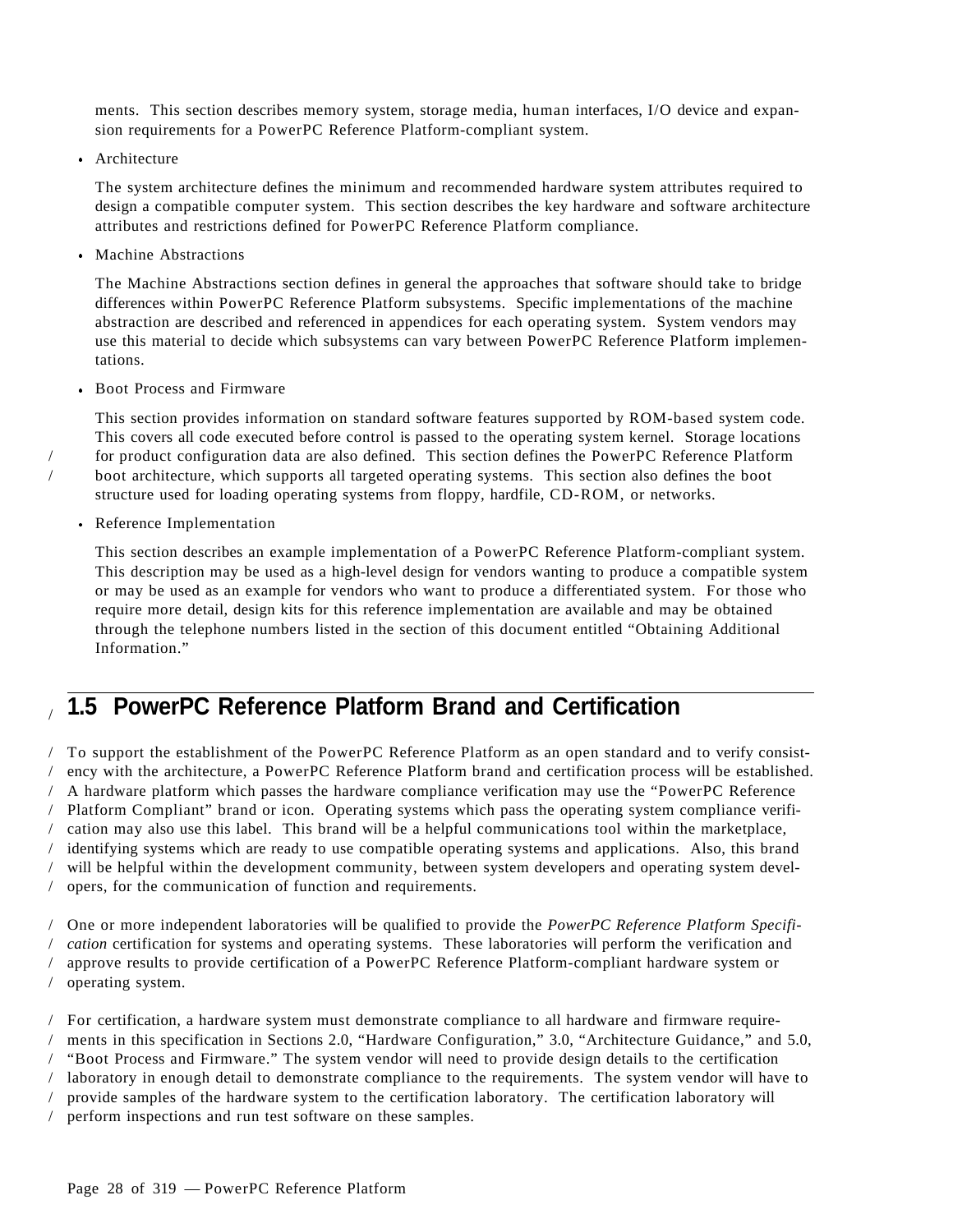ments. This section describes memory system, storage media, human interfaces, I/O device and expansion requirements for a PowerPC Reference Platform-compliant system.

- Architecture

  The system architecture defines the minimum and recommended hardware system attributes required to design a compatible computer system. This section describes the key hardware and software architecture attributes and restrictions defined for PowerPC Reference Platform compliance.

- Machine Abstractions

  The Machine Abstractions section defines in general the approaches that software should take to bridge differences within PowerPC Reference Platform subsystems. Specific implementations of the machine abstraction are described and referenced in appendices for each operating system. System vendors may use this material to decide which subsystems can vary between PowerPC Reference Platform implementations.

- Boot Process and Firmware

  This section provides information on standard software features supported by ROM-based system code. This covers all code executed before control is passed to the operating system kernel. Storage locations for product configuration data are also defined. This section defines the PowerPC Reference Platform boot architecture, which supports all targeted operating systems. This section also defines the boot structure used for loading operating systems from floppy, hardfile, CD-ROM, or networks.

- Reference Implementation

  This section describes an example implementation of a PowerPC Reference Platform-compliant system. This description may be used as a high-level design for vendors wanting to produce a compatible system or may be used as an example for vendors who want to produce a differentiated system. For those who require more detail, design kits for this reference implementation are available and may be obtained through the telephone numbers listed in the section of this document entitled "Obtaining Additional Information."

## 1.5 PowerPC Reference Platform Brand and Certification

To support the establishment of the PowerPC Reference Platform as an open standard and to verify consistency with the architecture, a PowerPC Reference Platform brand and certification process will be established. A hardware platform which passes the hardware compliance verification may use the "PowerPC Reference Platform Compliant" brand or icon. Operating systems which pass the operating system compliance verification may also use this label. This brand will be a helpful communications tool within the marketplace, identifying systems which are ready to use compatible operating systems and applications. Also, this brand will be helpful within the development community, between system developers and operating system developers, for the communication of function and requirements.

One or more independent laboratories will be qualified to provide the *PowerPC Reference Platform Specification* certification for systems and operating systems. These laboratories will perform the verification and approve results to provide certification of a PowerPC Reference Platform-compliant hardware system or operating system.

For certification, a hardware system must demonstrate compliance to all hardware and firmware requirements in this specification in Sections 2.0, "Hardware Configuration," 3.0, "Architecture Guidance," and 5.0, "Boot Process and Firmware." The system vendor will need to provide design details to the certification laboratory in enough detail to demonstrate compliance to the requirements. The system vendor will have to provide samples of the hardware system to the certification laboratory. The certification laboratory will perform inspections and run test software on these samples.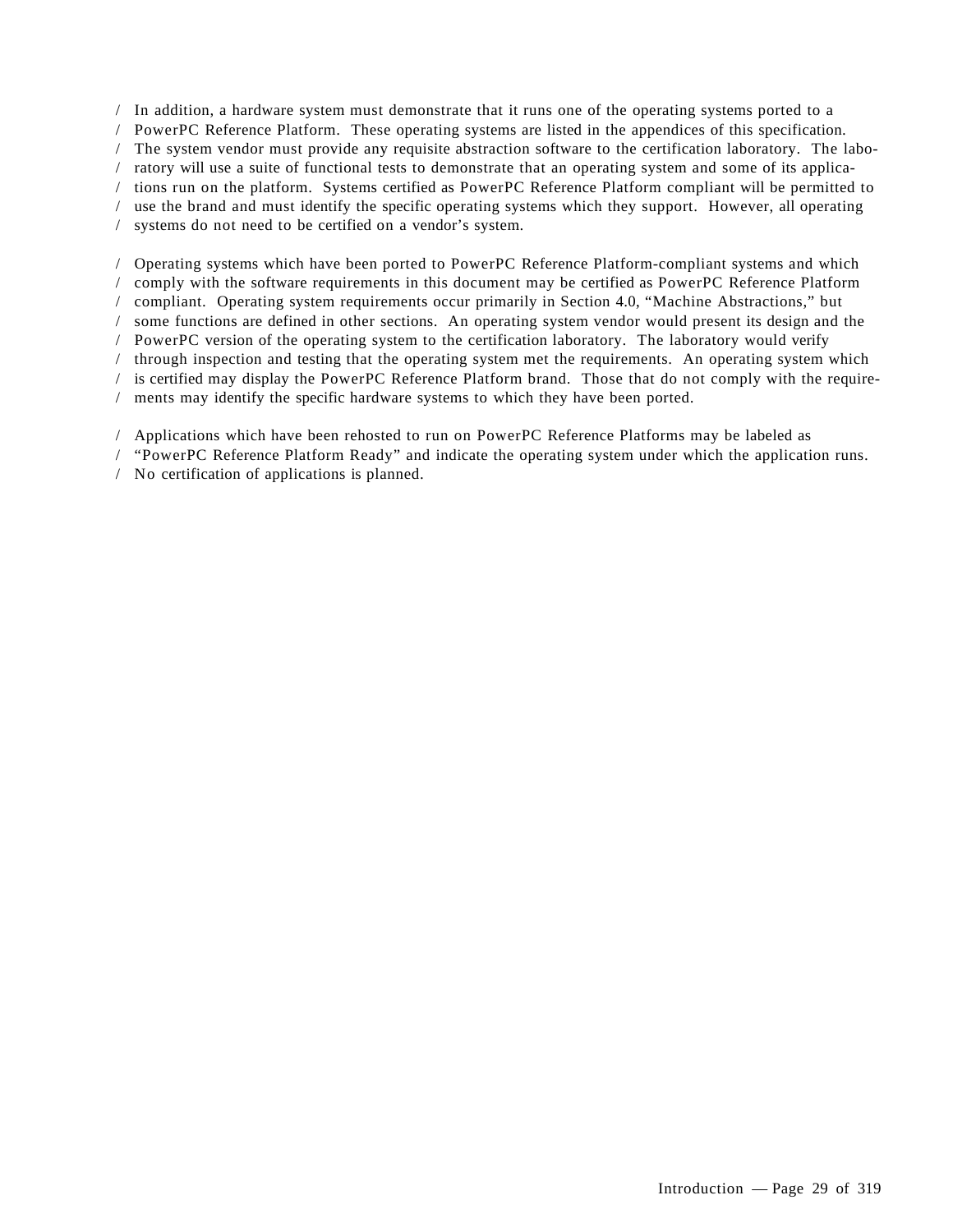In addition, a hardware system must demonstrate that it runs one of the operating systems ported to a PowerPC Reference Platform. These operating systems are listed in the appendices of this specification. The system vendor must provide any requisite abstraction software to the certification laboratory. The laboratory will use a suite of functional tests to demonstrate that an operating system and some of its applications run on the platform. Systems certified as PowerPC Reference Platform compliant will be permitted to use the brand and must identify the specific operating systems which they support. However, all operating systems do not need to be certified on a vendor's system.

Operating systems which have been ported to PowerPC Reference Platform-compliant systems and which comply with the software requirements in this document may be certified as PowerPC Reference Platform compliant. Operating system requirements occur primarily in Section 4.0, "Machine Abstractions," but some functions are defined in other sections. An operating system vendor would present its design and the PowerPC version of the operating system to the certification laboratory. The laboratory would verify through inspection and testing that the operating system met the requirements. An operating system which is certified may display the PowerPC Reference Platform brand. Those that do not comply with the requirements may identify the specific hardware systems to which they have been ported.

Applications which have been rehosted to run on PowerPC Reference Platforms may be labeled as "PowerPC Reference Platform Ready" and indicate the operating system under which the application runs. No certification of applications is planned.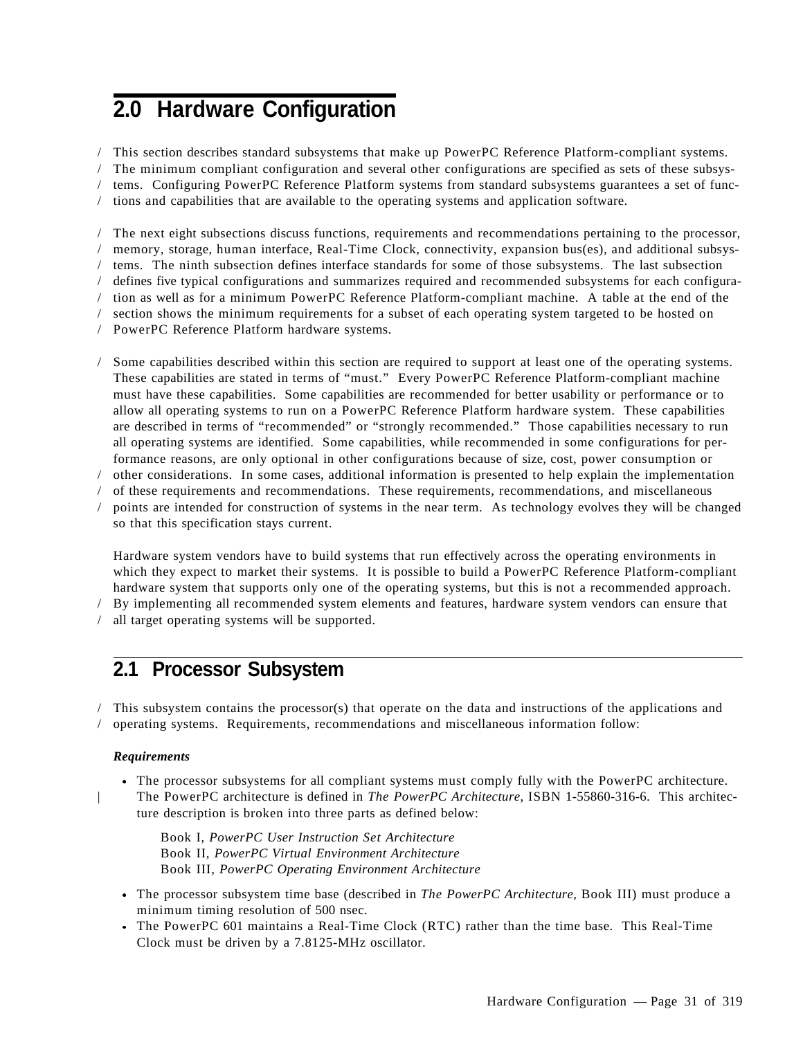# 2.0 Hardware Configuration

This section describes standard subsystems that make up PowerPC Reference Platform-compliant systems. The minimum compliant configuration and several other configurations are specified as sets of these subsystems. Configuring PowerPC Reference Platform systems from standard subsystems guarantees a set of functions and capabilities that are available to the operating systems and application software.

The next eight subsections discuss functions, requirements and recommendations pertaining to the processor, memory, storage, human interface, Real-Time Clock, connectivity, expansion bus(es), and additional subsystems. The ninth subsection defines interface standards for some of those subsystems. The last subsection defines five typical configurations and summarizes required and recommended subsystems for each configuration as well as for a minimum PowerPC Reference Platform-compliant machine. A table at the end of the section shows the minimum requirements for a subset of each operating system targeted to be hosted on PowerPC Reference Platform hardware systems.

Some capabilities described within this section are required to support at least one of the operating systems. These capabilities are stated in terms of "must." Every PowerPC Reference Platform-compliant machine must have these capabilities. Some capabilities are recommended for better usability or performance or to allow all operating systems to run on a PowerPC Reference Platform hardware system. These capabilities are described in terms of "recommended" or "strongly recommended." Those capabilities necessary to run all operating systems are identified. Some capabilities, while recommended in some configurations for performance reasons, are only optional in other configurations because of size, cost, power consumption or other considerations. In some cases, additional information is presented to help explain the implementation of these requirements and recommendations. These requirements, recommendations, and miscellaneous points are intended for construction of systems in the near term. As technology evolves they will be changed so that this specification stays current.

Hardware system vendors have to build systems that run effectively across the operating environments in which they expect to market their systems. It is possible to build a PowerPC Reference Platform-compliant hardware system that supports only one of the operating systems, but this is not a recommended approach. By implementing all recommended system elements and features, hardware system vendors can ensure that all target operating systems will be supported.

## 2.1 Processor Subsystem

This subsystem contains the processor(s) that operate on the data and instructions of the applications and operating systems. Requirements, recommendations and miscellaneous information follow:

***Requirements***

- The processor subsystems for all compliant systems must comply fully with the PowerPC architecture. The PowerPC architecture is defined in *The PowerPC Architecture*, ISBN 1-55860-316-6. This architecture description is broken into three parts as defined below:

  Book I, *PowerPC User Instruction Set Architecture*
  Book II, *PowerPC Virtual Environment Architecture*
  Book III, *PowerPC Operating Environment Architecture*

- The processor subsystem time base (described in *The PowerPC Architecture*, Book III) must produce a minimum timing resolution of 500 nsec.
- The PowerPC 601 maintains a Real-Time Clock (RTC) rather than the time base. This Real-Time Clock must be driven by a 7.8125-MHz oscillator.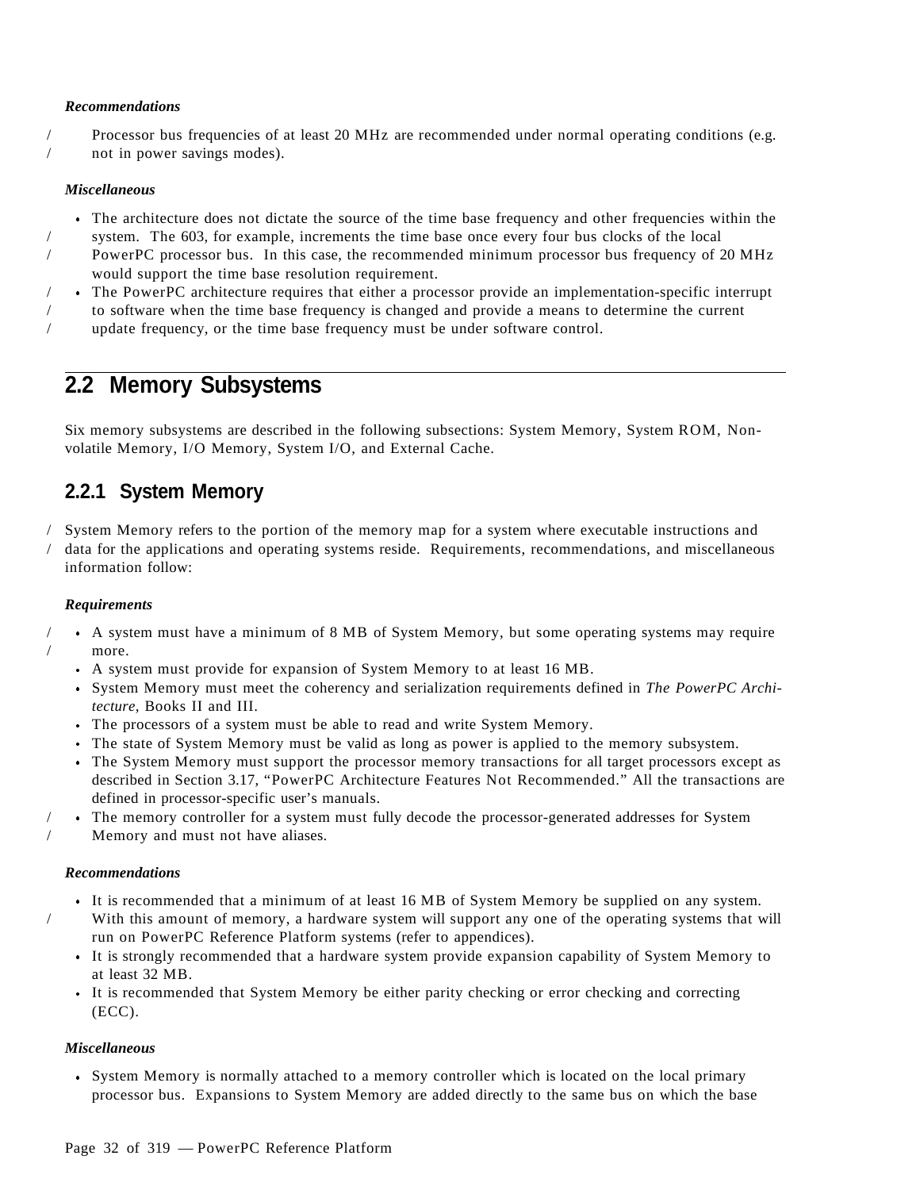*Recommendations*

Processor bus frequencies of at least 20 MHz are recommended under normal operating conditions (e.g. not in power savings modes).

*Miscellaneous*

- The architecture does not dictate the source of the time base frequency and other frequencies within the system. The 603, for example, increments the time base once every four bus clocks of the local PowerPC processor bus. In this case, the recommended minimum processor bus frequency of 20 MHz would support the time base resolution requirement.
- The PowerPC architecture requires that either a processor provide an implementation-specific interrupt to software when the time base frequency is changed and provide a means to determine the current update frequency, or the time base frequency must be under software control.

## 2.2 Memory Subsystems

Six memory subsystems are described in the following subsections: System Memory, System ROM, Non-volatile Memory, I/O Memory, System I/O, and External Cache.

### 2.2.1 System Memory

System Memory refers to the portion of the memory map for a system where executable instructions and data for the applications and operating systems reside. Requirements, recommendations, and miscellaneous information follow:

*Requirements*

- A system must have a minimum of 8 MB of System Memory, but some operating systems may require more.
- A system must provide for expansion of System Memory to at least 16 MB.
- System Memory must meet the coherency and serialization requirements defined in *The PowerPC Architecture*, Books II and III.
- The processors of a system must be able to read and write System Memory.
- The state of System Memory must be valid as long as power is applied to the memory subsystem.
- The System Memory must support the processor memory transactions for all target processors except as described in Section 3.17, "PowerPC Architecture Features Not Recommended." All the transactions are defined in processor-specific user's manuals.
- The memory controller for a system must fully decode the processor-generated addresses for System Memory and must not have aliases.

*Recommendations*

- It is recommended that a minimum of at least 16 MB of System Memory be supplied on any system. With this amount of memory, a hardware system will support any one of the operating systems that will run on PowerPC Reference Platform systems (refer to appendices).
- It is strongly recommended that a hardware system provide expansion capability of System Memory to at least 32 MB.
- It is recommended that System Memory be either parity checking or error checking and correcting (ECC).

*Miscellaneous*

- System Memory is normally attached to a memory controller which is located on the local primary processor bus. Expansions to System Memory are added directly to the same bus on which the base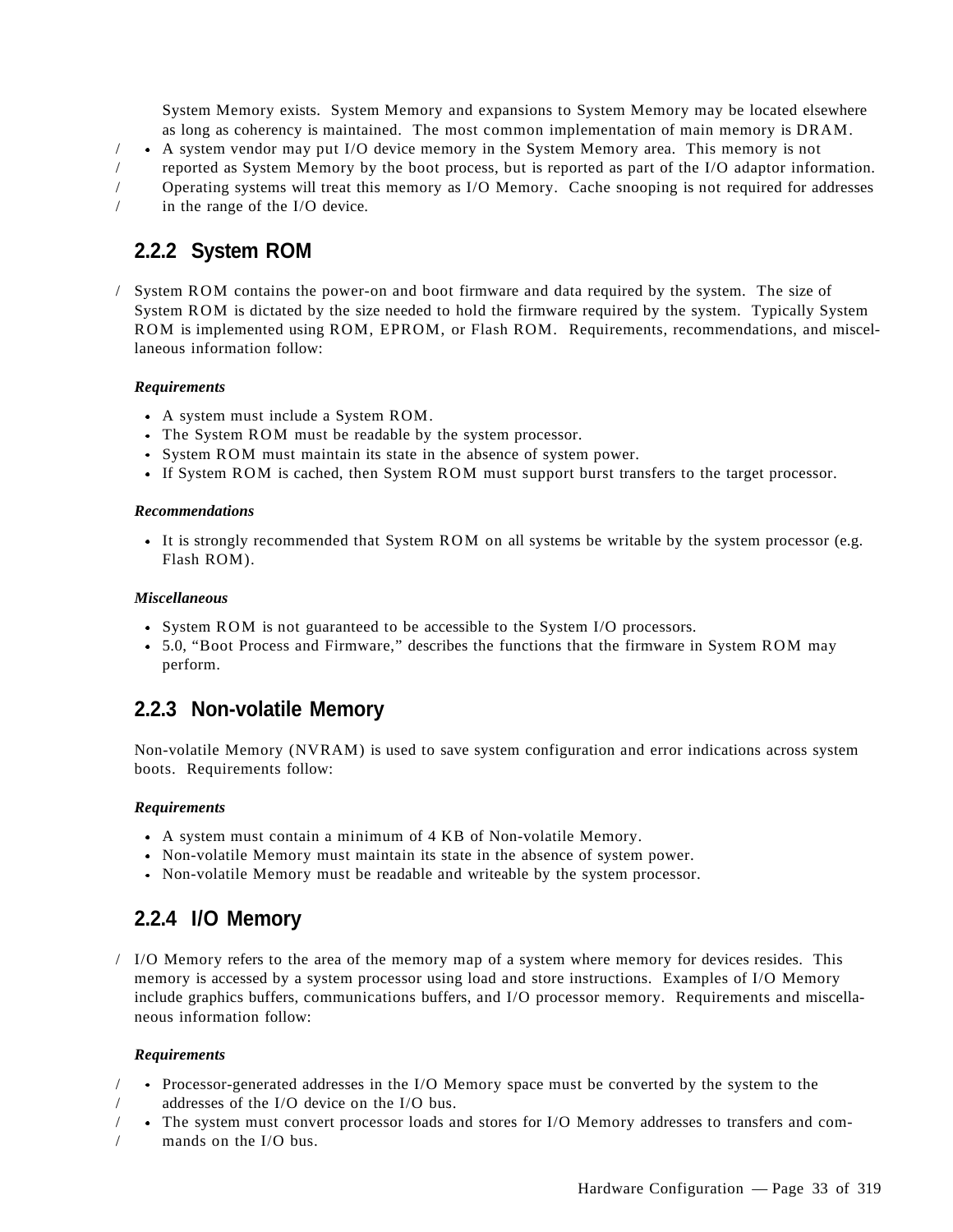System Memory exists. System Memory and expansions to System Memory may be located elsewhere as long as coherency is maintained. The most common implementation of main memory is DRAM.

- A system vendor may put I/O device memory in the System Memory area. This memory is not reported as System Memory by the boot process, but is reported as part of the I/O adaptor information. Operating systems will treat this memory as I/O Memory. Cache snooping is not required for addresses in the range of the I/O device.

### 2.2.2 System ROM

System ROM contains the power-on and boot firmware and data required by the system. The size of System ROM is dictated by the size needed to hold the firmware required by the system. Typically System ROM is implemented using ROM, EPROM, or Flash ROM. Requirements, recommendations, and miscellaneous information follow:

***Requirements***

- A system must include a System ROM.
- The System ROM must be readable by the system processor.
- System ROM must maintain its state in the absence of system power.
- If System ROM is cached, then System ROM must support burst transfers to the target processor.

***Recommendations***

- It is strongly recommended that System ROM on all systems be writable by the system processor (e.g. Flash ROM).

***Miscellaneous***

- System ROM is not guaranteed to be accessible to the System I/O processors.
- 5.0, “Boot Process and Firmware,” describes the functions that the firmware in System ROM may perform.

### 2.2.3 Non-volatile Memory

Non-volatile Memory (NVRAM) is used to save system configuration and error indications across system boots. Requirements follow:

***Requirements***

- A system must contain a minimum of 4 KB of Non-volatile Memory.
- Non-volatile Memory must maintain its state in the absence of system power.
- Non-volatile Memory must be readable and writeable by the system processor.

### 2.2.4 I/O Memory

I/O Memory refers to the area of the memory map of a system where memory for devices resides. This memory is accessed by a system processor using load and store instructions. Examples of I/O Memory include graphics buffers, communications buffers, and I/O processor memory. Requirements and miscellaneous information follow:

***Requirements***

- Processor-generated addresses in the I/O Memory space must be converted by the system to the addresses of the I/O device on the I/O bus.
- The system must convert processor loads and stores for I/O Memory addresses to transfers and commands on the I/O bus.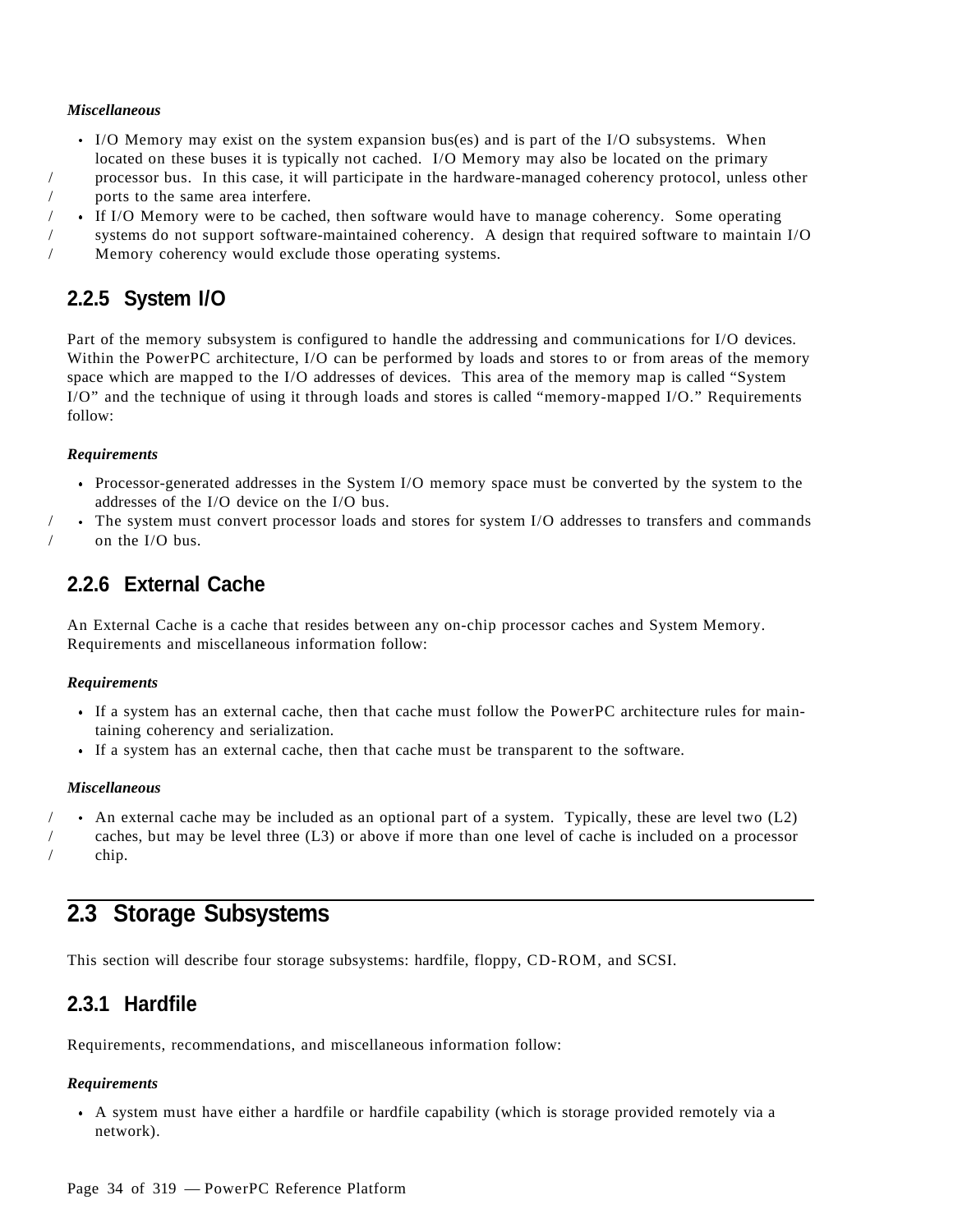*Miscellaneous*

- I/O Memory may exist on the system expansion bus(es) and is part of the I/O subsystems. When located on these buses it is typically not cached. I/O Memory may also be located on the primary processor bus. In this case, it will participate in the hardware-managed coherency protocol, unless other ports to the same area interfere.
- If I/O Memory were to be cached, then software would have to manage coherency. Some operating systems do not support software-maintained coherency. A design that required software to maintain I/O Memory coherency would exclude those operating systems.

### 2.2.5 System I/O

Part of the memory subsystem is configured to handle the addressing and communications for I/O devices. Within the PowerPC architecture, I/O can be performed by loads and stores to or from areas of the memory space which are mapped to the I/O addresses of devices. This area of the memory map is called "System I/O" and the technique of using it through loads and stores is called "memory-mapped I/O." Requirements follow:

*Requirements*

- Processor-generated addresses in the System I/O memory space must be converted by the system to the addresses of the I/O device on the I/O bus.
- The system must convert processor loads and stores for system I/O addresses to transfers and commands on the I/O bus.

### 2.2.6 External Cache

An External Cache is a cache that resides between any on-chip processor caches and System Memory. Requirements and miscellaneous information follow:

*Requirements*

- If a system has an external cache, then that cache must follow the PowerPC architecture rules for maintaining coherency and serialization.
- If a system has an external cache, then that cache must be transparent to the software.

*Miscellaneous*

- An external cache may be included as an optional part of a system. Typically, these are level two (L2) caches, but may be level three (L3) or above if more than one level of cache is included on a processor chip.

## 2.3 Storage Subsystems

This section will describe four storage subsystems: hardfile, floppy, CD-ROM, and SCSI.

### 2.3.1 Hardfile

Requirements, recommendations, and miscellaneous information follow:

*Requirements*

- A system must have either a hardfile or hardfile capability (which is storage provided remotely via a network).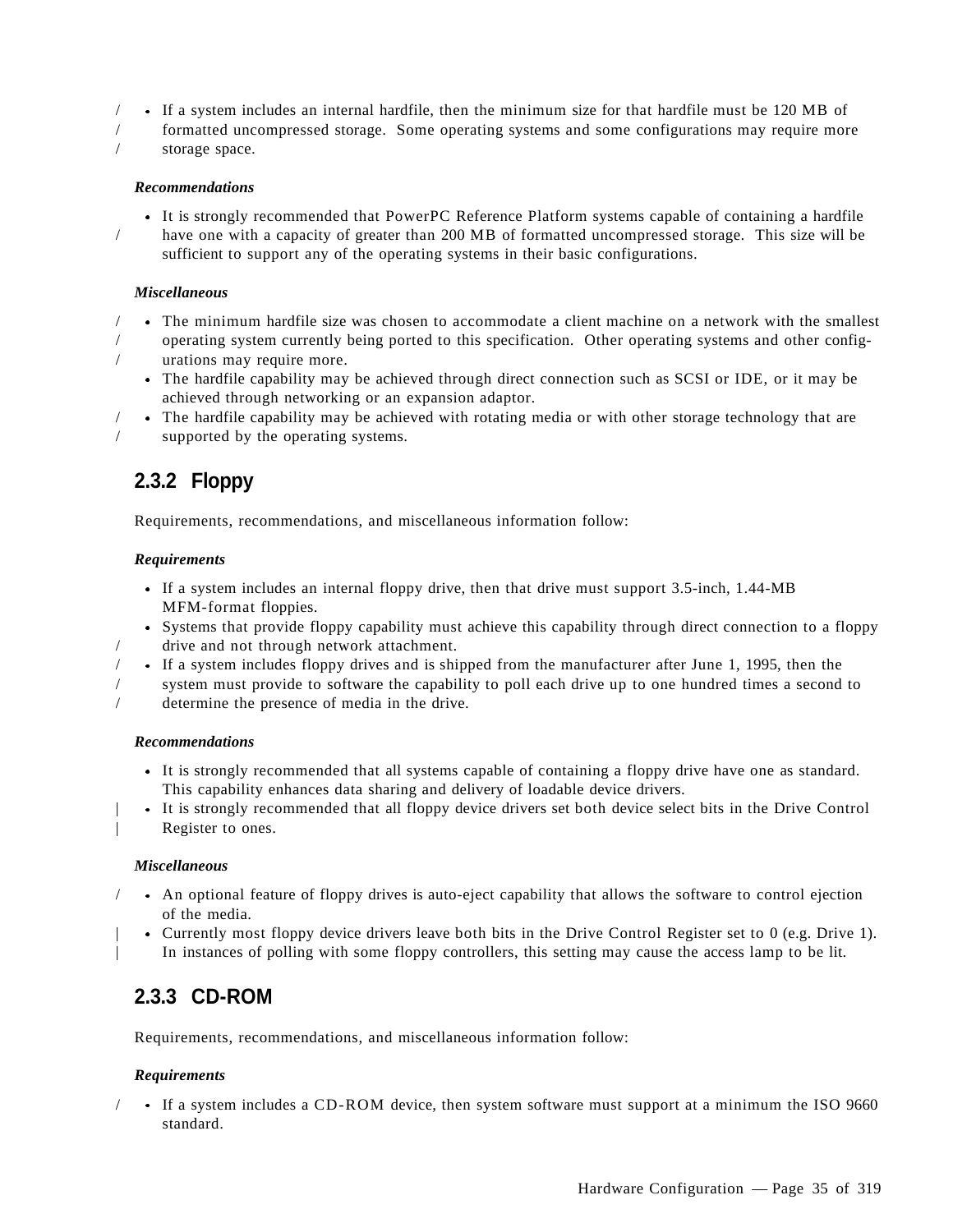- If a system includes an internal hardfile, then the minimum size for that hardfile must be 120 MB of formatted uncompressed storage. Some operating systems and some configurations may require more storage space.

***Recommendations***

- It is strongly recommended that PowerPC Reference Platform systems capable of containing a hardfile have one with a capacity of greater than 200 MB of formatted uncompressed storage. This size will be sufficient to support any of the operating systems in their basic configurations.

***Miscellaneous***

- The minimum hardfile size was chosen to accommodate a client machine on a network with the smallest operating system currently being ported to this specification. Other operating systems and other configurations may require more.
- The hardfile capability may be achieved through direct connection such as SCSI or IDE, or it may be achieved through networking or an expansion adaptor.
- The hardfile capability may be achieved with rotating media or with other storage technology that are supported by the operating systems.

## 2.3.2 Floppy

Requirements, recommendations, and miscellaneous information follow:

***Requirements***

- If a system includes an internal floppy drive, then that drive must support 3.5-inch, 1.44-MB MFM-format floppies.
- Systems that provide floppy capability must achieve this capability through direct connection to a floppy drive and not through network attachment.
- If a system includes floppy drives and is shipped from the manufacturer after June 1, 1995, then the system must provide to software the capability to poll each drive up to one hundred times a second to determine the presence of media in the drive.

***Recommendations***

- It is strongly recommended that all systems capable of containing a floppy drive have one as standard. This capability enhances data sharing and delivery of loadable device drivers.
- It is strongly recommended that all floppy device drivers set both device select bits in the Drive Control Register to ones.

***Miscellaneous***

- An optional feature of floppy drives is auto-eject capability that allows the software to control ejection of the media.
- Currently most floppy device drivers leave both bits in the Drive Control Register set to 0 (e.g. Drive 1). In instances of polling with some floppy controllers, this setting may cause the access lamp to be lit.

## 2.3.3 CD-ROM

Requirements, recommendations, and miscellaneous information follow:

***Requirements***

- If a system includes a CD-ROM device, then system software must support at a minimum the ISO 9660 standard.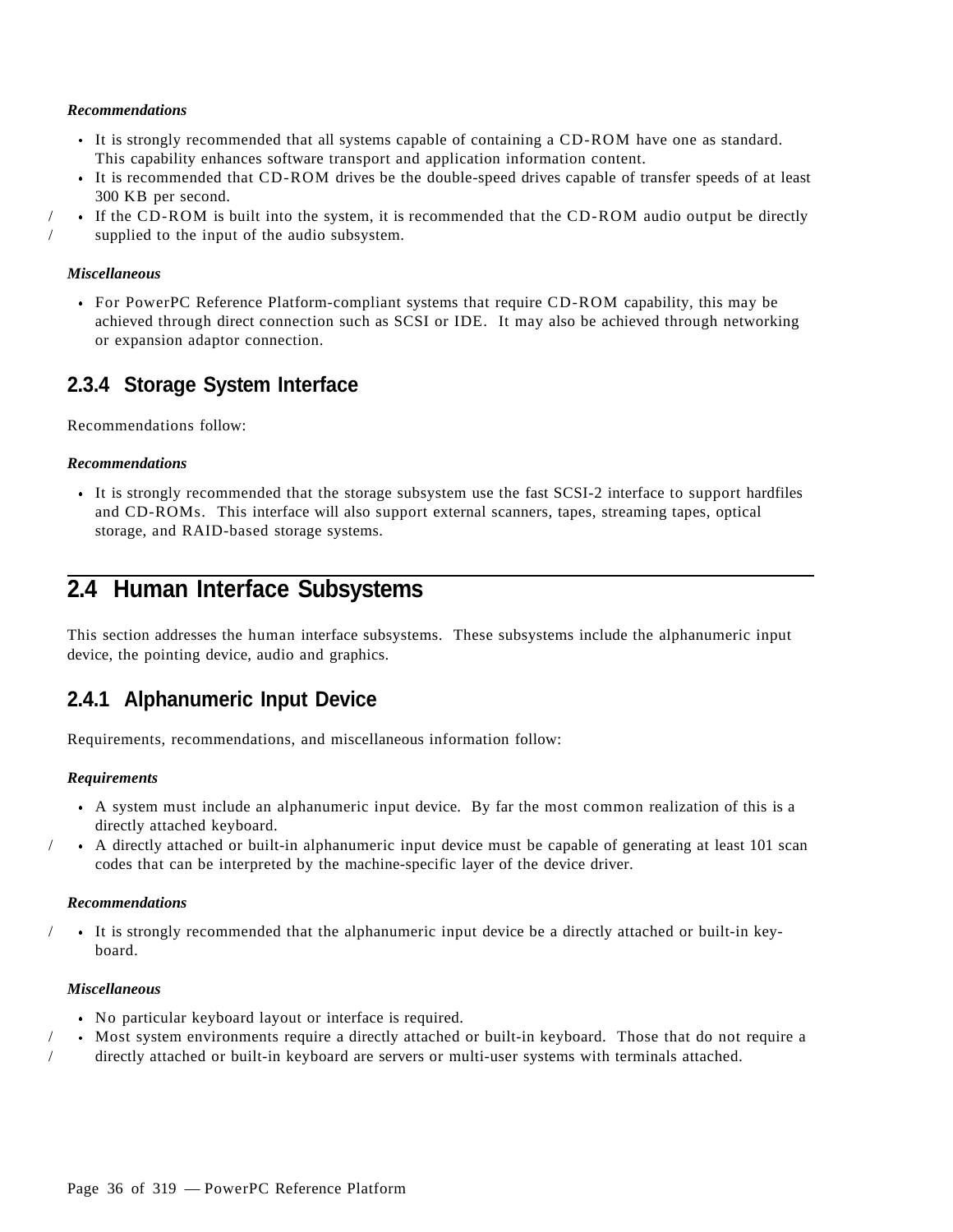***Recommendations***

- It is strongly recommended that all systems capable of containing a CD-ROM have one as standard. This capability enhances software transport and application information content.
- It is recommended that CD-ROM drives be the double-speed drives capable of transfer speeds of at least 300 KB per second.
- If the CD-ROM is built into the system, it is recommended that the CD-ROM audio output be directly supplied to the input of the audio subsystem.

***Miscellaneous***

- For PowerPC Reference Platform-compliant systems that require CD-ROM capability, this may be achieved through direct connection such as SCSI or IDE. It may also be achieved through networking or expansion adaptor connection.

### 2.3.4 Storage System Interface

Recommendations follow:

***Recommendations***

- It is strongly recommended that the storage subsystem use the fast SCSI-2 interface to support hardfiles and CD-ROMs. This interface will also support external scanners, tapes, streaming tapes, optical storage, and RAID-based storage systems.

## 2.4 Human Interface Subsystems

This section addresses the human interface subsystems. These subsystems include the alphanumeric input device, the pointing device, audio and graphics.

### 2.4.1 Alphanumeric Input Device

Requirements, recommendations, and miscellaneous information follow:

***Requirements***

- A system must include an alphanumeric input device. By far the most common realization of this is a directly attached keyboard.
- A directly attached or built-in alphanumeric input device must be capable of generating at least 101 scan codes that can be interpreted by the machine-specific layer of the device driver.

***Recommendations***

- It is strongly recommended that the alphanumeric input device be a directly attached or built-in keyboard.

***Miscellaneous***

- No particular keyboard layout or interface is required.
- Most system environments require a directly attached or built-in keyboard. Those that do not require a directly attached or built-in keyboard are servers or multi-user systems with terminals attached.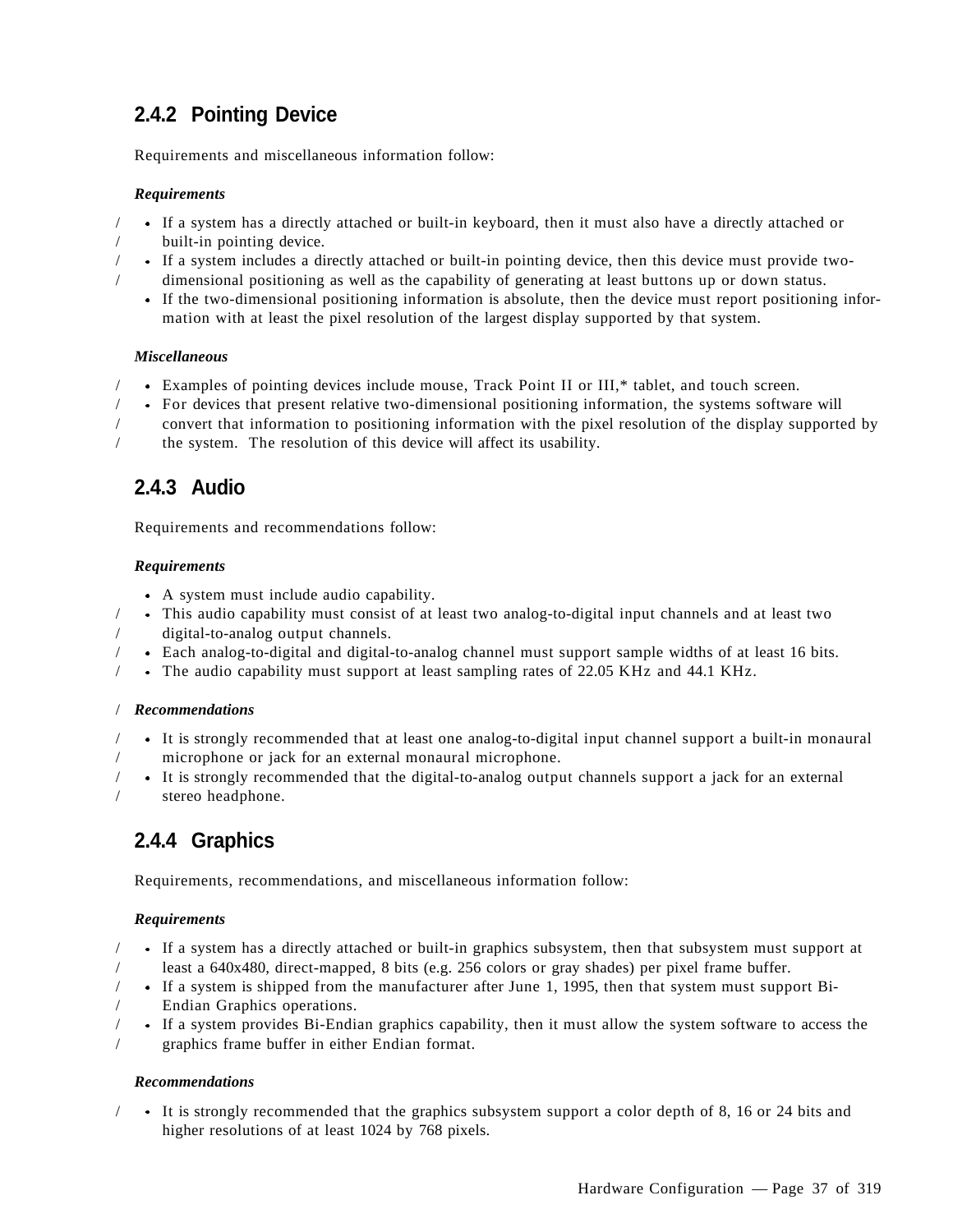### 2.4.2 Pointing Device

Requirements and miscellaneous information follow:

***Requirements***

- If a system has a directly attached or built-in keyboard, then it must also have a directly attached or built-in pointing device.
- If a system includes a directly attached or built-in pointing device, then this device must provide two-dimensional positioning as well as the capability of generating at least buttons up or down status.
- If the two-dimensional positioning information is absolute, then the device must report positioning information with at least the pixel resolution of the largest display supported by that system.

***Miscellaneous***

- Examples of pointing devices include mouse, Track Point II or III,* tablet, and touch screen.
- For devices that present relative two-dimensional positioning information, the systems software will convert that information to positioning information with the pixel resolution of the display supported by the system. The resolution of this device will affect its usability.

### 2.4.3 Audio

Requirements and recommendations follow:

***Requirements***

- A system must include audio capability.
- This audio capability must consist of at least two analog-to-digital input channels and at least two digital-to-analog output channels.
- Each analog-to-digital and digital-to-analog channel must support sample widths of at least 16 bits.
- The audio capability must support at least sampling rates of 22.05 KHz and 44.1 KHz.

***Recommendations***

- It is strongly recommended that at least one analog-to-digital input channel support a built-in monaural microphone or jack for an external monaural microphone.
- It is strongly recommended that the digital-to-analog output channels support a jack for an external stereo headphone.

### 2.4.4 Graphics

Requirements, recommendations, and miscellaneous information follow:

***Requirements***

- If a system has a directly attached or built-in graphics subsystem, then that subsystem must support at least a 640x480, direct-mapped, 8 bits (e.g. 256 colors or gray shades) per pixel frame buffer.
- If a system is shipped from the manufacturer after June 1, 1995, then that system must support Bi-Endian Graphics operations.
- If a system provides Bi-Endian graphics capability, then it must allow the system software to access the graphics frame buffer in either Endian format.

***Recommendations***

- It is strongly recommended that the graphics subsystem support a color depth of 8, 16 or 24 bits and higher resolutions of at least 1024 by 768 pixels.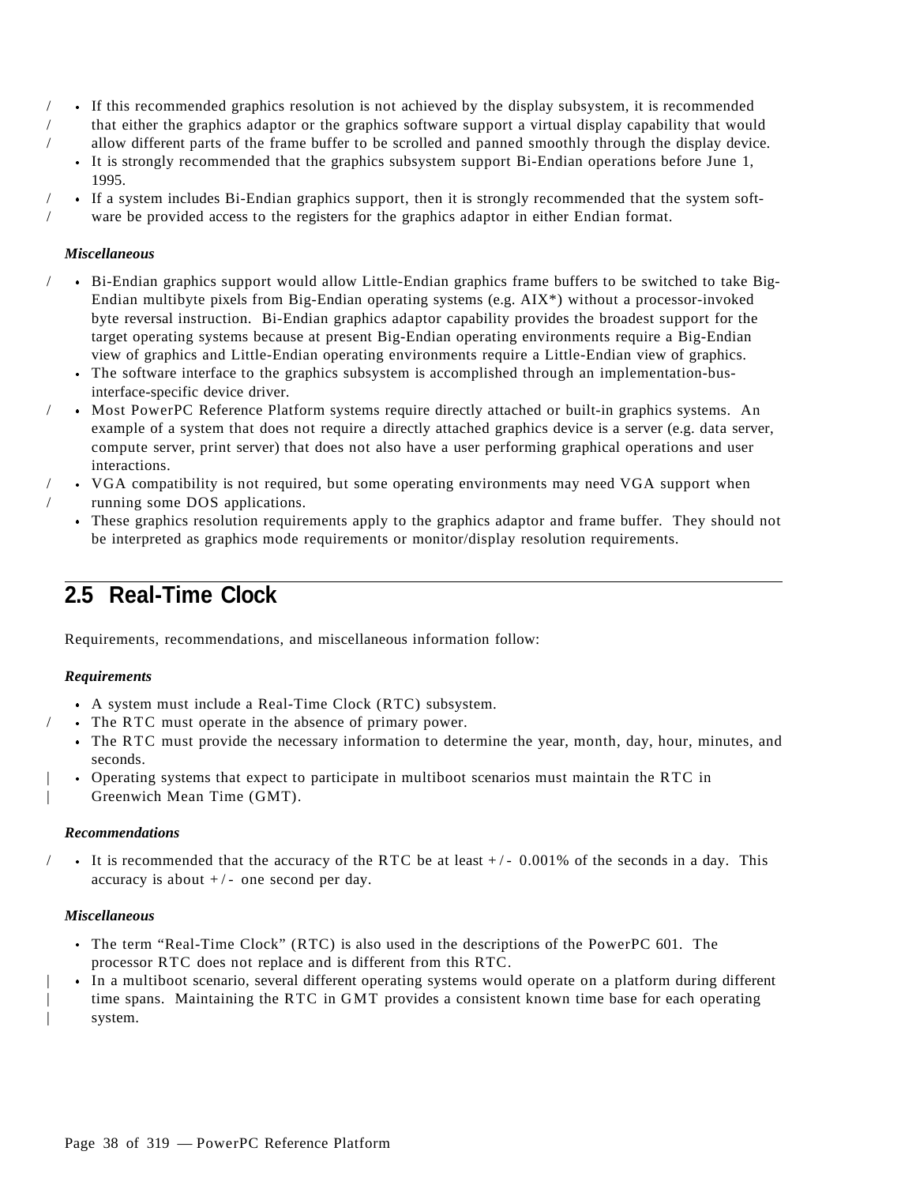- If this recommended graphics resolution is not achieved by the display subsystem, it is recommended that either the graphics adaptor or the graphics software support a virtual display capability that would allow different parts of the frame buffer to be scrolled and panned smoothly through the display device.
- It is strongly recommended that the graphics subsystem support Bi-Endian operations before June 1, 1995.
- If a system includes Bi-Endian graphics support, then it is strongly recommended that the system software be provided access to the registers for the graphics adaptor in either Endian format.

***Miscellaneous***

- Bi-Endian graphics support would allow Little-Endian graphics frame buffers to be switched to take Big-Endian multibyte pixels from Big-Endian operating systems (e.g. AIX*) without a processor-invoked byte reversal instruction. Bi-Endian graphics adaptor capability provides the broadest support for the target operating systems because at present Big-Endian operating environments require a Big-Endian view of graphics and Little-Endian operating environments require a Little-Endian view of graphics.
- The software interface to the graphics subsystem is accomplished through an implementation-bus-interface-specific device driver.
- Most PowerPC Reference Platform systems require directly attached or built-in graphics systems. An example of a system that does not require a directly attached graphics device is a server (e.g. data server, compute server, print server) that does not also have a user performing graphical operations and user interactions.
- VGA compatibility is not required, but some operating environments may need VGA support when running some DOS applications.
- These graphics resolution requirements apply to the graphics adaptor and frame buffer. They should not be interpreted as graphics mode requirements or monitor/display resolution requirements.

## 2.5 Real-Time Clock

Requirements, recommendations, and miscellaneous information follow:

***Requirements***

- A system must include a Real-Time Clock (RTC) subsystem.
- The RTC must operate in the absence of primary power.
- The RTC must provide the necessary information to determine the year, month, day, hour, minutes, and seconds.
- Operating systems that expect to participate in multiboot scenarios must maintain the RTC in Greenwich Mean Time (GMT).

***Recommendations***

- It is recommended that the accuracy of the RTC be at least +/- 0.001% of the seconds in a day. This accuracy is about +/- one second per day.

***Miscellaneous***

- The term "Real-Time Clock" (RTC) is also used in the descriptions of the PowerPC 601. The processor RTC does not replace and is different from this RTC.
- In a multiboot scenario, several different operating systems would operate on a platform during different time spans. Maintaining the RTC in GMT provides a consistent known time base for each operating system.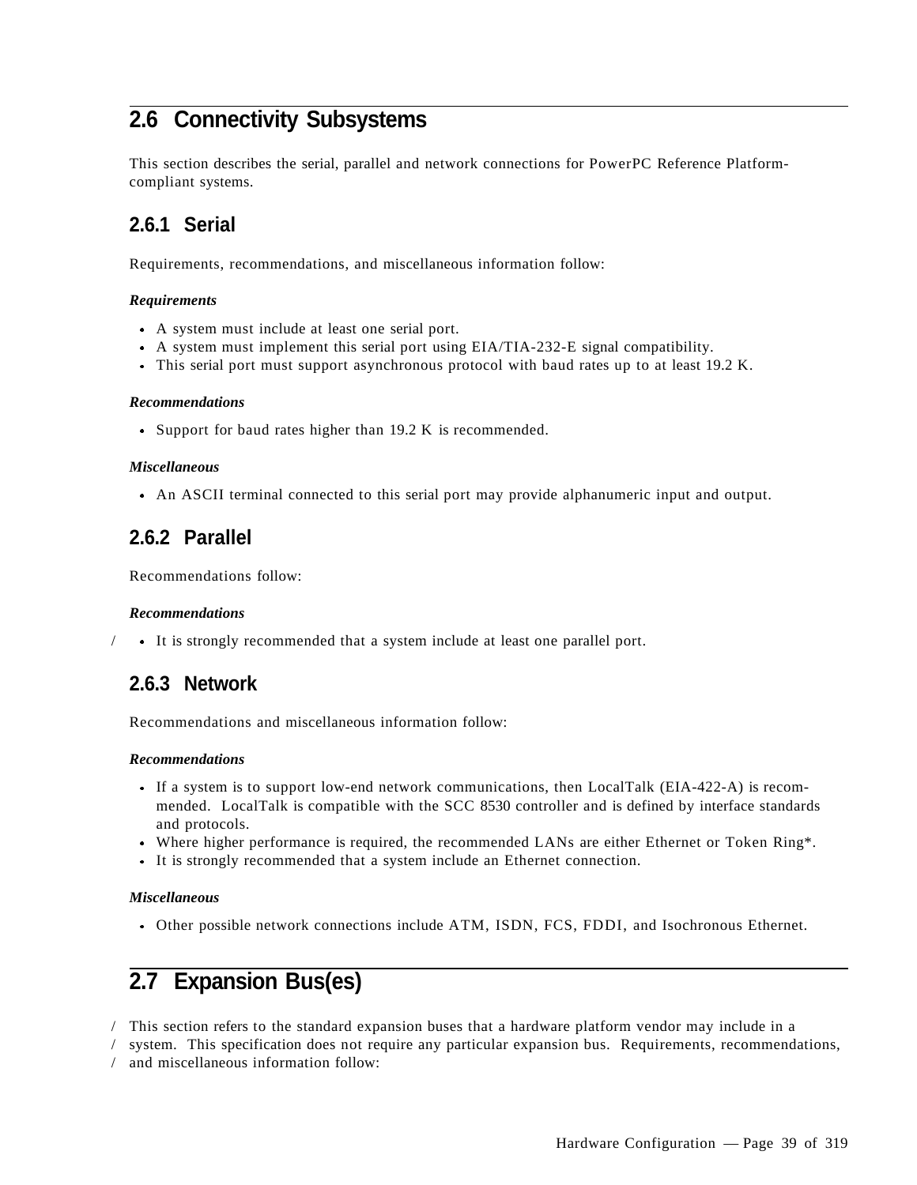## 2.6 Connectivity Subsystems

This section describes the serial, parallel and network connections for PowerPC Reference Platform-compliant systems.

### 2.6.1 Serial

Requirements, recommendations, and miscellaneous information follow:

***Requirements***

- A system must include at least one serial port.
- A system must implement this serial port using EIA/TIA-232-E signal compatibility.
- This serial port must support asynchronous protocol with baud rates up to at least 19.2 K.

***Recommendations***

- Support for baud rates higher than 19.2 K is recommended.

***Miscellaneous***

- An ASCII terminal connected to this serial port may provide alphanumeric input and output.

### 2.6.2 Parallel

Recommendations follow:

***Recommendations***

- It is strongly recommended that a system include at least one parallel port.

### 2.6.3 Network

Recommendations and miscellaneous information follow:

***Recommendations***

- If a system is to support low-end network communications, then LocalTalk (EIA-422-A) is recommended. LocalTalk is compatible with the SCC 8530 controller and is defined by interface standards and protocols.
- Where higher performance is required, the recommended LANs are either Ethernet or Token Ring*.
- It is strongly recommended that a system include an Ethernet connection.

***Miscellaneous***

- Other possible network connections include ATM, ISDN, FCS, FDDI, and Isochronous Ethernet.

## 2.7 Expansion Bus(es)

This section refers to the standard expansion buses that a hardware platform vendor may include in a system. This specification does not require any particular expansion bus. Requirements, recommendations, and miscellaneous information follow: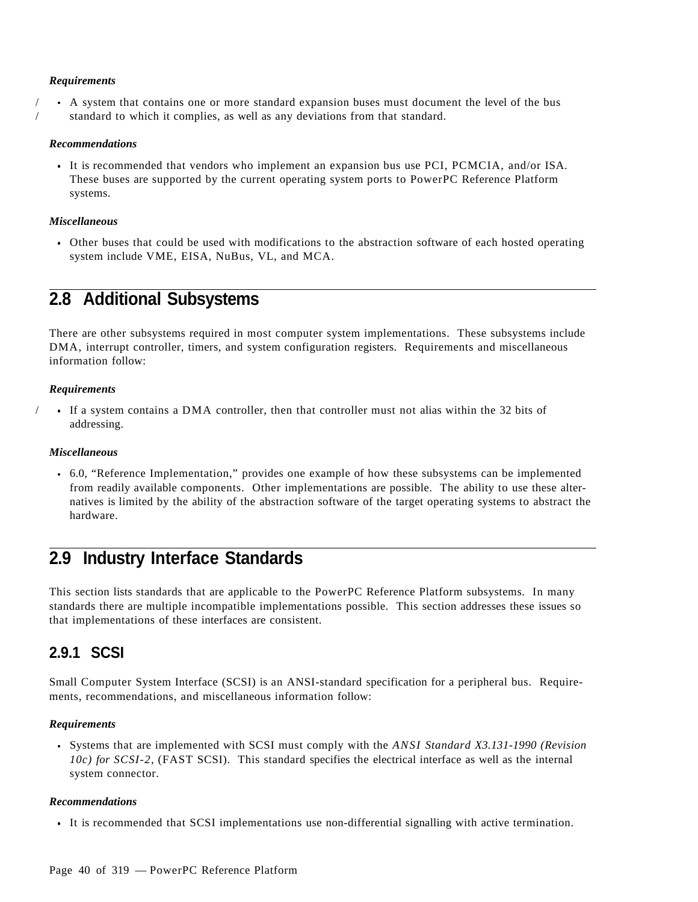***Requirements***

- A system that contains one or more standard expansion buses must document the level of the bus standard to which it complies, as well as any deviations from that standard.

***Recommendations***

- It is recommended that vendors who implement an expansion bus use PCI, PCMCIA, and/or ISA. These buses are supported by the current operating system ports to PowerPC Reference Platform systems.

***Miscellaneous***

- Other buses that could be used with modifications to the abstraction software of each hosted operating system include VME, EISA, NuBus, VL, and MCA.

## 2.8 Additional Subsystems

There are other subsystems required in most computer system implementations. These subsystems include DMA, interrupt controller, timers, and system configuration registers. Requirements and miscellaneous information follow:

***Requirements***

- If a system contains a DMA controller, then that controller must not alias within the 32 bits of addressing.

***Miscellaneous***

- 6.0, "Reference Implementation," provides one example of how these subsystems can be implemented from readily available components. Other implementations are possible. The ability to use these alternatives is limited by the ability of the abstraction software of the target operating systems to abstract the hardware.

## 2.9 Industry Interface Standards

This section lists standards that are applicable to the PowerPC Reference Platform subsystems. In many standards there are multiple incompatible implementations possible. This section addresses these issues so that implementations of these interfaces are consistent.

### 2.9.1 SCSI

Small Computer System Interface (SCSI) is an ANSI-standard specification for a peripheral bus. Requirements, recommendations, and miscellaneous information follow:

***Requirements***

- Systems that are implemented with SCSI must comply with the *ANSI Standard X3.131-1990 (Revision 10c) for SCSI-2*, (FAST SCSI). This standard specifies the electrical interface as well as the internal system connector.

***Recommendations***

- It is recommended that SCSI implementations use non-differential signalling with active termination.